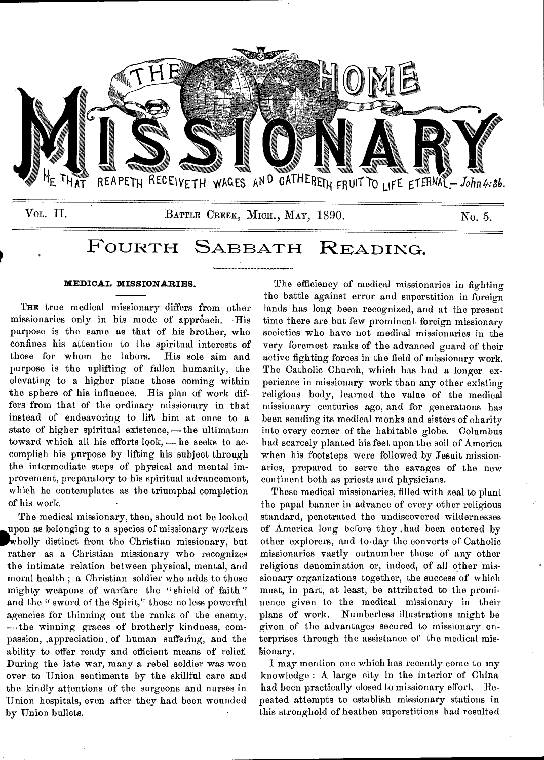# THE HOME MISSIONARY

HE THAT REAPETH RECEIVETH WAGES AND GATHERETH FRUIT TO LIFE ETERNAL.— *John 4:36.*

Vol. II. BATTLE CREEK, MICH., MAY, 1890. No. 5.

## FOURTH SABBATH READING.

### MEDICAL MISSIONARIES.

THE true medical missionary differs from other missionaries only in his mode of approach. His purpose is the same as that of his brother, who confines his attention to the spiritual interests of those for whom he labors. His sole aim and purpose is the uplifting of fallen humanity, the elevating to a higher plane those coming within the sphere of his influence. His plan of work differs from that of the ordinary missionary in that instead of endeavoring to lift him at once to a state of higher spiritual existence,— the ultimatum toward which all his efforts look,— he seeks to accomplish his purpose by lifting his subject through the intermediate steps of physical and mental improvement, preparatory to his spiritual advancement, which he contemplates as the triumphal completion of his work.

The medical missionary, then, should not be looked upon as belonging to a species of missionary workers wholly distinct from the Christian missionary, but rather as a Christian missionary who recognizes the intimate relation between physical, mental, and moral health; a Christian soldier who adds to those mighty weapons of warfare the "shield of faith" and the "sword of the Spirit," those no less powerful agencies for thinning out the ranks of the enemy,— the winning graces of brotherly kindness, compassion, appreciation of human suffering, and the ability to offer ready and efficient means of relief. During the late war, many a rebel soldier was won over to Union sentiments by the skillful care and the kindly attentions of the surgeons and nurses in Union hospitals, even after they had been wounded by Union bullets.

The efficiency of medical missionaries in fighting the battle against error and superstition in foreign lands has long been recognized, and at the present time there are but few prominent foreign missionary societies who have not medical missionaries in the very foremost ranks of the advanced guard of their active fighting forces in the field of missionary work. The Catholic Church, which has had a longer experience in missionary work than any other existing religious body, learned the value of the medical missionary centuries ago, and for generations has been sending its medical monks and sisters of charity into every corner of the habitable globe. Columbus had scarcely planted his feet upon the soil of America when his footsteps were followed by Jesuit missionaries, prepared to serve the savages of the new continent both as priests and physicians.

These medical missionaries, filled with zeal to plant the papal banner in advance of every other religious standard, penetrated the undiscovered wildernesses of America long before they had been entered by other explorers, and to-day the converts of Catholic missionaries vastly outnumber those of any other religious denomination or, indeed, of all other missionary organizations together, the success of which must, in part, at least, be attributed to the prominence given to the medical missionary in their plans of work. Numberless illustrations might be given of the advantages secured to missionary enterprises through the assistance of the medical missionary.

I may mention one which has recently come to my knowledge: A large city in the interior of China had been practically closed to missionary effort. Repeated attempts to establish missionary stations in this stronghold of heathen superstitions had resulted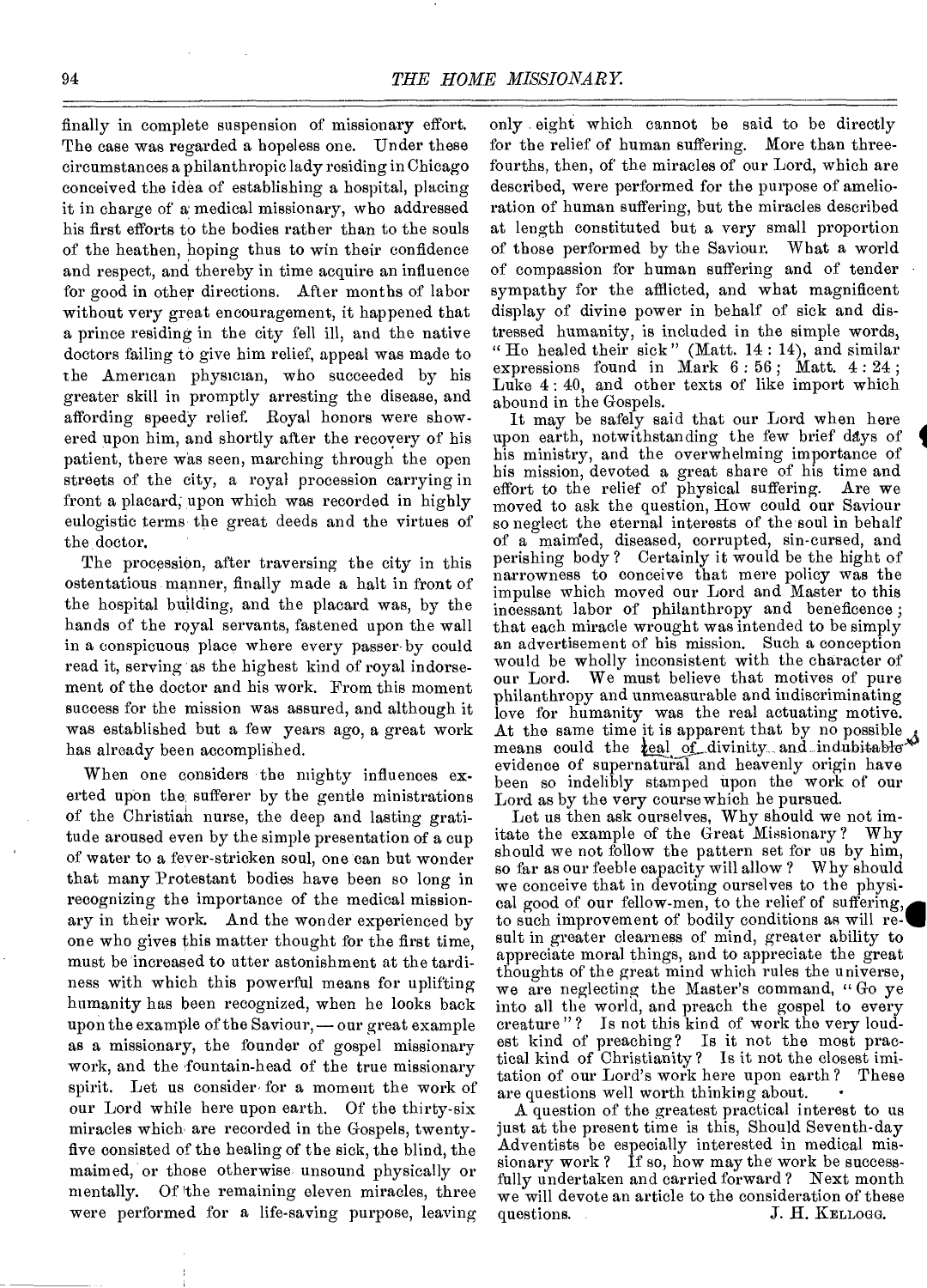finally in complete suspension of missionary effort. The case was regarded a hopeless one. Under these circumstances a philanthropic lady residing in Chicago conceived the idea of establishing a hospital, placing it in charge of a medical missionary, who addressed his first efforts to the bodies rather than to the souls of the heathen, hoping thus to win their confidence and respect, and thereby in time acquire an influence for good in other directions. After months of labor without very great encouragement, it happened that a prince residing in the city fell ill, and the native doctors failing to give him relief, appeal was made to the American physician, who succeeded by his greater skill in promptly arresting the disease, and affording speedy relief. Royal honors were showered upon him, and shortly after the recovery of his patient, there was seen, marching through the open streets of the city, a royal procession carrying in front a placard, upon which was recorded in highly eulogistic terms the great deeds and the virtues of the doctor.

The procession, after traversing the city in this ostentatious manner, finally made a halt in front of the hospital building, and the placard was, by the hands of the royal servants, fastened upon the wall in a conspicuous place where every passer-by could read it, serving as the highest kind of royal indorsement of the doctor and his work. From this moment success for the mission was assured, and although it was established but a few years ago, a great work has already been accomplished.

When one considers the mighty influences exerted upon the sufferer by the gentle ministrations of the Christian nurse, the deep and lasting gratitude aroused even by the simple presentation of a cup of water to a fever-stricken soul, one can but wonder that many Protestant bodies have been so long in recognizing the importance of the medical missionary in their work. And the wonder experienced by one who gives this matter thought for the first time, must be increased to utter astonishment at the tardiness with which this powerful means for uplifting humanity has been recognized, when he looks back upon the example of the Saviour, — our great example as a missionary, the founder of gospel missionary work, and the fountain-head of the true missionary spirit. Let us consider for a moment the work of our Lord while here upon earth. Of the thirty-six miracles which are recorded in the Gospels, twenty-five consisted of the healing of the sick, the blind, the maimed, or those otherwise unsound physically or mentally. Of the remaining eleven miracles, three were performed for a life-saving purpose, leaving only eight which cannot be said to be directly for the relief of human suffering. More than three-fourths, then, of the miracles of our Lord, which are described, were performed for the purpose of amelioration of human suffering, but the miracles described at length constituted but a very small proportion of those performed by the Saviour. What a world of compassion for human suffering and of tender sympathy for the afflicted, and what magnificent display of divine power in behalf of sick and distressed humanity, is included in the simple words, "He healed their sick" (Matt. 14 : 14), and similar expressions found in Mark 6 : 56; Matt. 4 : 24; Luke 4 : 40, and other texts of like import which abound in the Gospels.

It may be safely said that our Lord when here upon earth, notwithstanding the few brief days of his ministry, and the overwhelming importance of his mission, devoted a great share of his time and effort to the relief of physical suffering. Are we moved to ask the question, How could our Saviour so neglect the eternal interests of the soul in behalf of a maimed, diseased, corrupted, sin-cursed, and perishing body? Certainly it would be the hight of narrowness to conceive that mere policy was the impulse which moved our Lord and Master to this incessant labor of philanthropy and beneficence; that each miracle wrought was intended to be simply an advertisement of his mission. Such a conception would be wholly inconsistent with the character of our Lord. We must believe that motives of pure philanthropy and unmeasurable and indiscriminating love for humanity was the real actuating motive. At the same time it is apparent that by no possible means could the seal of divinity and indubitable evidence of supernatural and heavenly origin have been so indelibly stamped upon the work of our Lord as by the very course which he pursued.

Let us then ask ourselves, Why should we not imitate the example of the Great Missionary? Why should we not follow the pattern set for us by him, so far as our feeble capacity will allow? Why should we conceive that in devoting ourselves to the physical good of our fellow-men, to the relief of suffering, to such improvement of bodily conditions as will result in greater clearness of mind, greater ability to appreciate moral things, and to appreciate the great thoughts of the great mind which rules the universe, we are neglecting the Master's command, "Go ye into all the world, and preach the gospel to every creature"? Is not this kind of work the very loudest kind of preaching? Is it not the most practical kind of Christianity? Is it not the closest imitation of our Lord's work here upon earth? These are questions well worth thinking about.

A question of the greatest practical interest to us just at the present time is this, Should Seventh-day Adventists be especially interested in medical missionary work? If so, how may the work be successfully undertaken and carried forward? Next month we will devote an article to the consideration of these questions.

J. H. KELLOGG.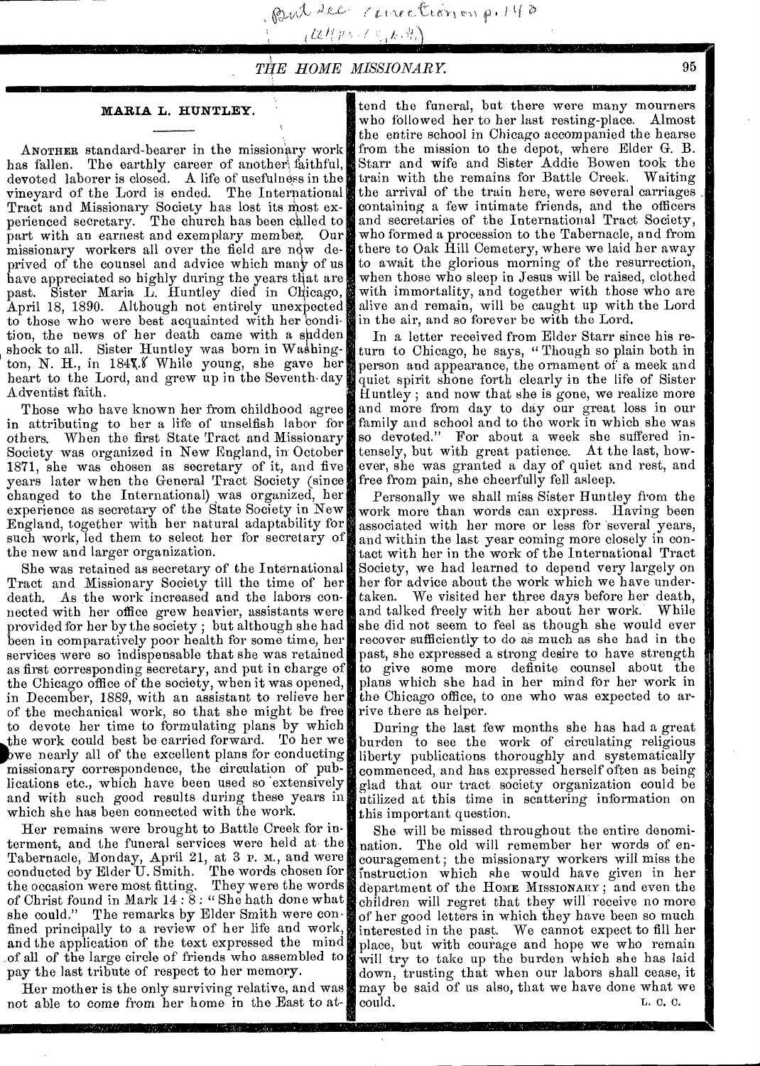## MARIA L. HUNTLEY.

ANOTHER standard-bearer in the missionary work has fallen. The earthly career of another faithful, devoted laborer is closed. A life of usefulness in the vineyard of the Lord is ended. The International Tract and Missionary Society has lost its most experienced secretary. The church has been called to part with an earnest and exemplary member. Our missionary workers all over the field are now deprived of the counsel and advice which many of us have appreciated so highly during the years that are past. Sister Maria L. Huntley died in Chicago, April 18, 1890. Although not entirely unexpected to those who were best acquainted with her condition, the news of her death came with a sudden shock to all. Sister Huntley was born in Washington, N. H., in 1848. While young, she gave her heart to the Lord, and grew up in the Seventh-day Adventist faith.

Those who have known her from childhood agree in attributing to her a life of unselfish labor for others. When the first State Tract and Missionary Society was organized in New England, in October 1871, she was chosen as secretary of it, and five years later when the General Tract Society (since changed to the International) was organized, her experience as secretary of the State Society in New England, together with her natural adaptability for such work, led them to select her for secretary of the new and larger organization.

She was retained as secretary of the International Tract and Missionary Society till the time of her death. As the work increased and the labors connected with her office grew heavier, assistants were provided for her by the society; but although she had been in comparatively poor health for some time, her services were so indispensable that she was retained as first corresponding secretary, and put in charge of the Chicago office of the society, when it was opened, in December, 1889, with an assistant to relieve her of the mechanical work, so that she might be free to devote her time to formulating plans by which the work could best be carried forward. To her we owe nearly all of the excellent plans for conducting missionary correspondence, the circulation of publications etc., which have been used so extensively and with such good results during these years in which she has been connected with the work.

Her remains were brought to Battle Creek for interment, and the funeral services were held at the Tabernacle, Monday, April 21, at 3 P. M., and were conducted by Elder U. Smith. The words chosen for the occasion were most fitting. They were the words of Christ found in Mark 14 : 8 : "She hath done what she could." The remarks by Elder Smith were confined principally to a review of her life and work, and the application of the text expressed the mind of all of the large circle of friends who assembled to pay the last tribute of respect to her memory.

Her mother is the only surviving relative, and was not able to come from her home in the East to attend the funeral, but there were many mourners who followed her to her last resting-place. Almost the entire school in Chicago accompanied the hearse from the mission to the depot, where Elder G. B. Starr and wife and Sister Addie Bowen took the train with the remains for Battle Creek. Waiting the arrival of the train here, were several carriages containing a few intimate friends, and the officers and secretaries of the International Tract Society, who formed a procession to the Tabernacle, and from there to Oak Hill Cemetery, where we laid her away to await the glorious morning of the resurrection, when those who sleep in Jesus will be raised, clothed with immortality, and together with those who are alive and remain, will be caught up with the Lord in the air, and so forever be with the Lord.

In a letter received from Elder Starr since his return to Chicago, he says, "Though so plain both in person and appearance, the ornament of a meek and quiet spirit shone forth clearly in the life of Sister Huntley; and now that she is gone, we realize more and more from day to day our great loss in our family and school and to the work in which she was so devoted." For about a week she suffered intensely, but with great patience. At the last, however, she was granted a day of quiet and rest, and free from pain, she cheerfully fell asleep.

Personally we shall miss Sister Huntley from the work more than words can express. Having been associated with her more or less for several years, and within the last year coming more closely in contact with her in the work of the International Tract Society, we had learned to depend very largely on her for advice about the work which we have undertaken. We visited her three days before her death, and talked freely with her about her work. While she did not seem to feel as though she would ever recover sufficiently to do as much as she had in the past, she expressed a strong desire to have strength to give some more definite counsel about the plans which she had in her mind for her work in the Chicago office, to one who was expected to arrive there as helper.

During the last few months she has had a great burden to see the work of circulating religious liberty publications thoroughly and systematically commenced, and has expressed herself often as being glad that our tract society organization could be utilized at this time in scattering information on this important question.

She will be missed throughout the entire denomination. The old will remember her words of encouragement; the missionary workers will miss the instruction which she would have given in her department of the HOME MISSIONARY; and even the children will regret that they will receive no more of her good letters in which they have been so much interested in the past. We cannot expect to fill her place, but with courage and hope we who remain will try to take up the burden which she has laid down, trusting that when our labors shall cease, it may be said of us also, that we have done what we could.

L. C. C.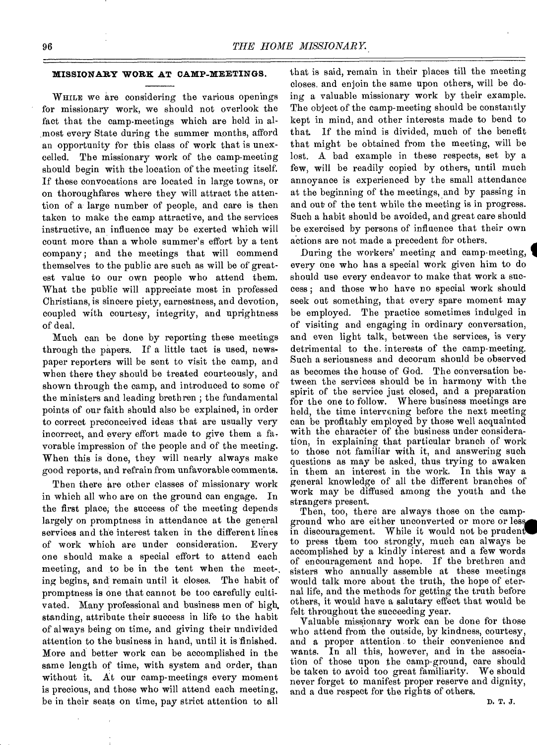## MISSIONARY WORK AT CAMP-MEETINGS.

WHILE we are considering the various openings for missionary work, we should not overlook the fact that the camp-meetings which are held in almost every State during the summer months, afford an opportunity for this class of work that is unexcelled. The missionary work of the camp-meeting should begin with the location of the meeting itself. If these convocations are located in large towns, or on thoroughfares where they will attract the attention of a large number of people, and care is then taken to make the camp attractive, and the services instructive, an influence may be exerted which will count more than a whole summer's effort by a tent company; and the meetings that will commend themselves to the public are such as will be of greatest value to our own people who attend them. What the public will appreciate most in professed Christians, is sincere piety, earnestness, and devotion, coupled with courtesy, integrity, and uprightness of deal.

Much can be done by reporting these meetings through the papers. If a little tact is used, newspaper reporters will be sent to visit the camp, and when there they should be treated courteously, and shown through the camp, and introduced to some of the ministers and leading brethren; the fundamental points of our faith should also be explained, in order to correct preconceived ideas that are usually very incorrect, and every effort made to give them a favorable impression of the people and of the meeting. When this is done, they will nearly always make good reports, and refrain from unfavorable comments.

Then there are other classes of missionary work in which all who are on the ground can engage. In the first place, the success of the meeting depends largely on promptness in attendance at the general services and the interest taken in the different lines of work which are under consideration. Every one should make a special effort to attend each meeting, and to be in the tent when the meeting begins, and remain until it closes. The habit of promptness is one that cannot be too carefully cultivated. Many professional and business men of high standing, attribute their success in life to the habit of always being on time, and giving their undivided attention to the business in hand, until it is finished. More and better work can be accomplished in the same length of time, with system and order, than without it. At our camp-meetings every moment is precious, and those who will attend each meeting, be in their seats on time, pay strict attention to all that is said, remain in their places till the meeting closes, and enjoin the same upon others, will be doing a valuable missionary work by their example. The object of the camp-meeting should be constantly kept in mind, and other interests made to bend to that. If the mind is divided, much of the benefit that might be obtained from the meeting, will be lost. A bad example in these respects, set by a few, will be readily copied by others, until much annoyance is experienced by the small attendance at the beginning of the meetings, and by passing in and out of the tent while the meeting is in progress. Such a habit should be avoided, and great care should be exercised by persons of influence that their own actions are not made a precedent for others.

During the workers' meeting and camp-meeting, every one who has a special work given him to do should use every endeavor to make that work a success; and those who have no special work should seek out something, that every spare moment may be employed. The practice sometimes indulged in of visiting and engaging in ordinary conversation, and even light talk, between the services, is very detrimental to the interests of the camp-meeting. Such a seriousness and decorum should be observed as becomes the house of God. The conversation between the services should be in harmony with the spirit of the service just closed, and a preparation for the one to follow. Where business meetings are held, the time intervening before the next meeting can be profitably employed by those well acquainted with the character of the business under consideration, in explaining that particular branch of work to those not familiar with it, and answering such questions as may be asked, thus trying to awaken in them an interest in the work. In this way a general knowledge of all the different branches of work may be diffused among the youth and the strangers present.

Then, too, there are always those on the camp-ground who are either unconverted or more or less in discouragement. While it would not be prudent to press them too strongly, much can always be accomplished by a kindly interest and a few words of encouragement and hope. If the brethren and sisters who annually assemble at these meetings would talk more about the truth, the hope of eternal life, and the methods for getting the truth before others, it would have a salutary effect that would be felt throughout the succeeding year.

Valuable missionary work can be done for those who attend from the outside, by kindness, courtesy, and a proper attention to their convenience and wants. In all this, however, and in the association of those upon the camp-ground, care should be taken to avoid too great familiarity. We should never forget to manifest proper reserve and dignity, and a due respect for the rights of others.

D. T. J.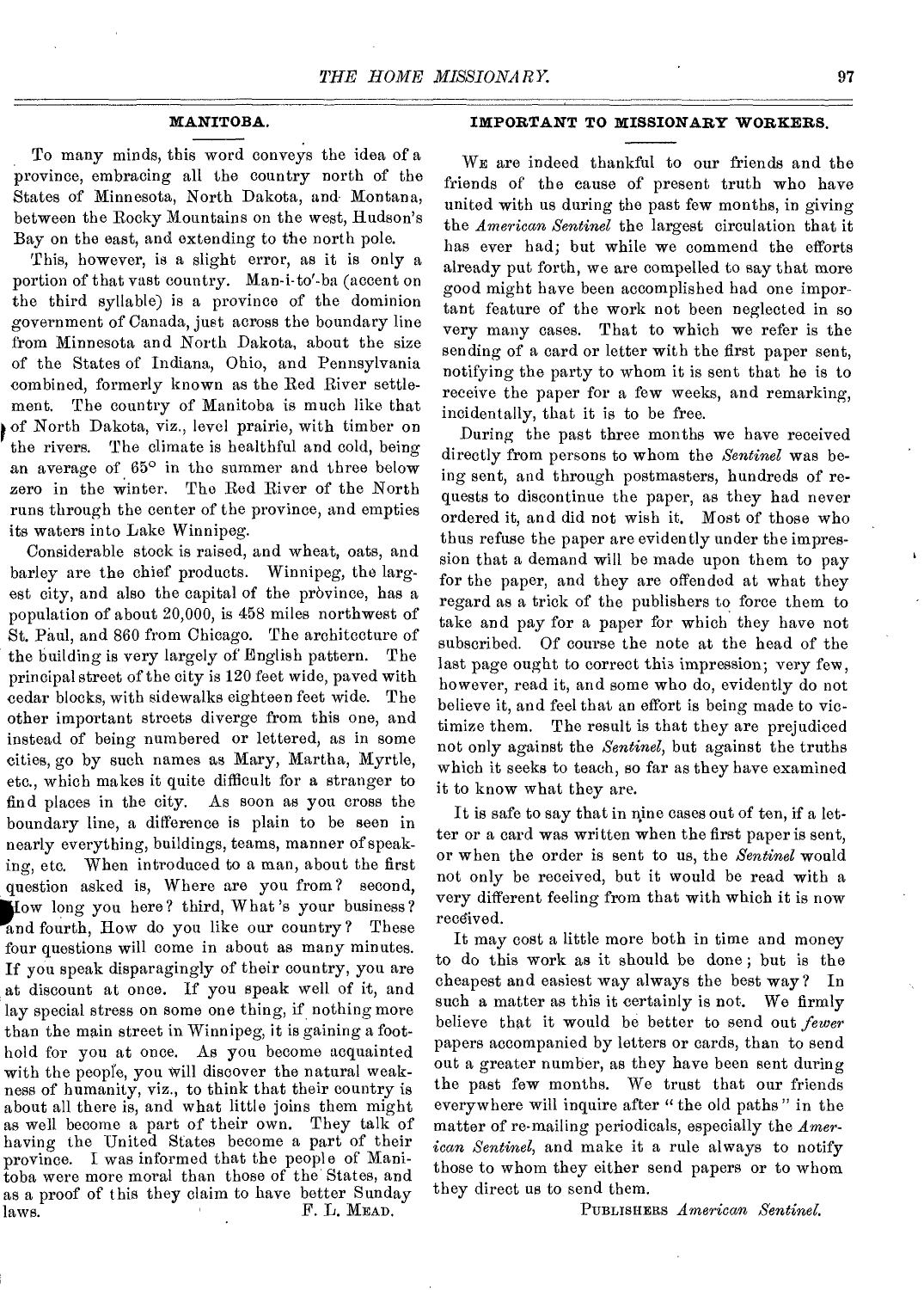## MANITOBA.

To many minds, this word conveys the idea of a province, embracing all the country north of the States of Minnesota, North Dakota, and Montana, between the Rocky Mountains on the west, Hudson's Bay on the east, and extending to the north pole.

This, however, is a slight error, as it is only a portion of that vast country. Man-i-to'-ba (accent on the third syllable) is a province of the dominion government of Canada, just across the boundary line from Minnesota and North Dakota, about the size of the States of Indiana, Ohio, and Pennsylvania combined, formerly known as the Red River settlement. The country of Manitoba is much like that of North Dakota, viz., level prairie, with timber on the rivers. The climate is healthful and cold, being an average of 65° in the summer and three below zero in the winter. The Red River of the North runs through the center of the province, and empties its waters into Lake Winnipeg.

Considerable stock is raised, and wheat, oats, and barley are the chief products. Winnipeg, the largest city, and also the capital of the province, has a population of about 20,000, is 458 miles northwest of St. Paul, and 860 from Chicago. The architecture of the building is very largely of English pattern. The principal street of the city is 120 feet wide, paved with cedar blocks, with sidewalks eighteen feet wide. The other important streets diverge from this one, and instead of being numbered or lettered, as in some cities, go by such names as Mary, Martha, Myrtle, etc., which makes it quite difficult for a stranger to find places in the city. As soon as you cross the boundary line, a difference is plain to be seen in nearly everything, buildings, teams, manner of speaking, etc. When introduced to a man, about the first question asked is, Where are you from? second, How long you here? third, What's your business? and fourth, How do you like our country? These four questions will come in about as many minutes. If you speak disparagingly of their country, you are at discount at once. If you speak well of it, and lay special stress on some one thing, if nothing more than the main street in Winnipeg, it is gaining a foothold for you at once. As you become acquainted with the people, you will discover the natural weakness of humanity, viz., to think that their country is about all there is, and what little joins them might as well become a part of their own. They talk of having the United States become a part of their province. I was informed that the people of Manitoba were more moral than those of the States, and as a proof of this they claim to have better Sunday laws.

F. L. MEAD.

## IMPORTANT TO MISSIONARY WORKERS.

WE are indeed thankful to our friends and the friends of the cause of present truth who have united with us during the past few months, in giving the *American Sentinel* the largest circulation that it has ever had; but while we commend the efforts already put forth, we are compelled to say that more good might have been accomplished had one important feature of the work not been neglected in so very many cases. That to which we refer is the sending of a card or letter with the first paper sent, notifying the party to whom it is sent that he is to receive the paper for a few weeks, and remarking, incidentally, that it is to be free.

During the past three months we have received directly from persons to whom the *Sentinel* was being sent, and through postmasters, hundreds of requests to discontinue the paper, as they had never ordered it, and did not wish it. Most of those who thus refuse the paper are evidently under the impression that a demand will be made upon them to pay for the paper, and they are offended at what they regard as a trick of the publishers to force them to take and pay for a paper for which they have not subscribed. Of course the note at the head of the last page ought to correct this impression; very few, however, read it, and some who do, evidently do not believe it, and feel that an effort is being made to victimize them. The result is that they are prejudiced not only against the *Sentinel*, but against the truths which it seeks to teach, so far as they have examined it to know what they are.

It is safe to say that in nine cases out of ten, if a letter or a card was written when the first paper is sent, or when the order is sent to us, the *Sentinel* would not only be received, but it would be read with a very different feeling from that with which it is now received.

It may cost a little more both in time and money to do this work as it should be done; but is the cheapest and easiest way always the best way? In such a matter as this it certainly is not. We firmly believe that it would be better to send out *fewer* papers accompanied by letters or cards, than to send out a greater number, as they have been sent during the past few months. We trust that our friends everywhere will inquire after "the old paths" in the matter of re-mailing periodicals, especially the *American Sentinel*, and make it a rule always to notify those to whom they either send papers or to whom they direct us to send them.

PUBLISHERS *American Sentinel.*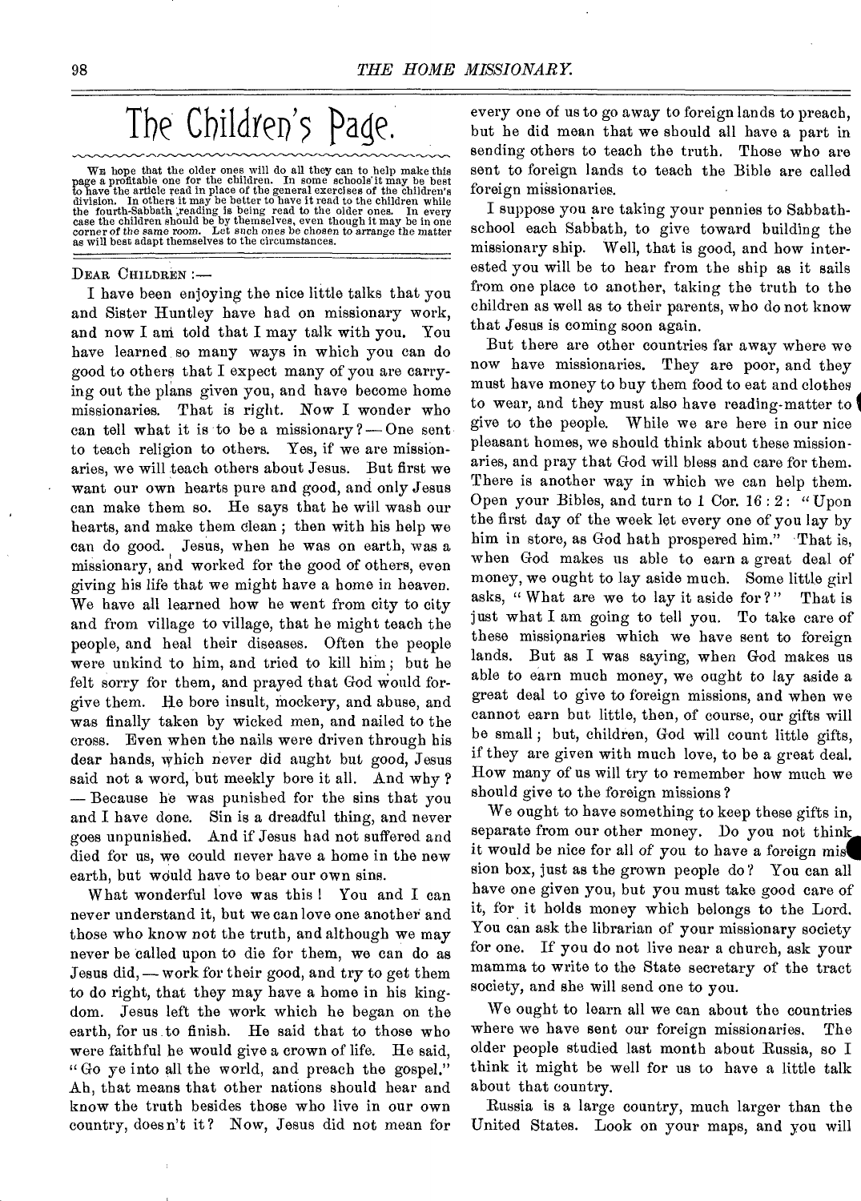# The Children's Page.

We hope that the older ones will do all they can to help make this page a profitable one for the children. In some schools it may be best to have the article read in place of the general exercises of the children's division. In others it may be better to have it read to the children while the fourth-Sabbath reading is being read to the older ones. In every case the children should be by themselves, even though it may be in one corner of the same room. Let such ones be chosen to arrange the matter as will best adapt themselves to the circumstances.

Dear Children :—

I have been enjoying the nice little talks that you and Sister Huntley have had on missionary work, and now I am told that I may talk with you. You have learned so many ways in which you can do good to others that I expect many of you are carrying out the plans given you, and have become home missionaries. That is right. Now I wonder who can tell what it is to be a missionary? — One sent to teach religion to others. Yes, if we are missionaries, we will teach others about Jesus. But first we want our own hearts pure and good, and only Jesus can make them so. He says that he will wash our hearts, and make them clean; then with his help we can do good. Jesus, when he was on earth, was a missionary, and worked for the good of others, even giving his life that we might have a home in heaven. We have all learned how he went from city to city and from village to village, that he might teach the people, and heal their diseases. Often the people were unkind to him, and tried to kill him; but he felt sorry for them, and prayed that God would forgive them. He bore insult, mockery, and abuse, and was finally taken by wicked men, and nailed to the cross. Even when the nails were driven through his dear hands, which never did aught but good, Jesus said not a word, but meekly bore it all. And why? — Because he was punished for the sins that you and I have done. Sin is a dreadful thing, and never goes unpunished. And if Jesus had not suffered and died for us, we could never have a home in the new earth, but would have to bear our own sins.

What wonderful love was this! You and I can never understand it, but we can love one another and those who know not the truth, and although we may never be called upon to die for them, we can do as Jesus did, — work for their good, and try to get them to do right, that they may have a home in his kingdom. Jesus left the work which he began on the earth, for us to finish. He said that to those who were faithful he would give a crown of life. He said, "Go ye into all the world, and preach the gospel." Ah, that means that other nations should hear and know the truth besides those who live in our own country, does n't it? Now, Jesus did not mean for every one of us to go away to foreign lands to preach, but he did mean that we should all have a part in sending others to teach the truth. Those who are sent to foreign lands to teach the Bible are called foreign missionaries.

I suppose you are taking your pennies to Sabbath-school each Sabbath, to give toward building the missionary ship. Well, that is good, and how interested you will be to hear from the ship as it sails from one place to another, taking the truth to the children as well as to their parents, who do not know that Jesus is coming soon again.

But there are other countries far away where we now have missionaries. They are poor, and they must have money to buy them food to eat and clothes to wear, and they must also have reading-matter to give to the people. While we are here in our nice pleasant homes, we should think about these missionaries, and pray that God will bless and care for them. There is another way in which we can help them. Open your Bibles, and turn to 1 Cor. 16 : 2: "Upon the first day of the week let every one of you lay by him in store, as God hath prospered him." That is, when God makes us able to earn a great deal of money, we ought to lay aside much. Some little girl asks, "What are we to lay it aside for?" That is just what I am going to tell you. To take care of these missionaries which we have sent to foreign lands. But as I was saying, when God makes us able to earn much money, we ought to lay aside a great deal to give to foreign missions, and when we cannot earn but little, then, of course, our gifts will be small; but, children, God will count little gifts, if they are given with much love, to be a great deal. How many of us will try to remember how much we should give to the foreign missions?

We ought to have something to keep these gifts in, separate from our other money. Do you not think it would be nice for all of you to have a foreign mission box, just as the grown people do? You can all have one given you, but you must take good care of it, for it holds money which belongs to the Lord. You can ask the librarian of your missionary society for one. If you do not live near a church, ask your mamma to write to the State secretary of the tract society, and she will send one to you.

We ought to learn all we can about the countries where we have sent our foreign missionaries. The older people studied last month about Russia, so I think it might be well for us to have a little talk about that country.

Russia is a large country, much larger than the United States. Look on your maps, and you will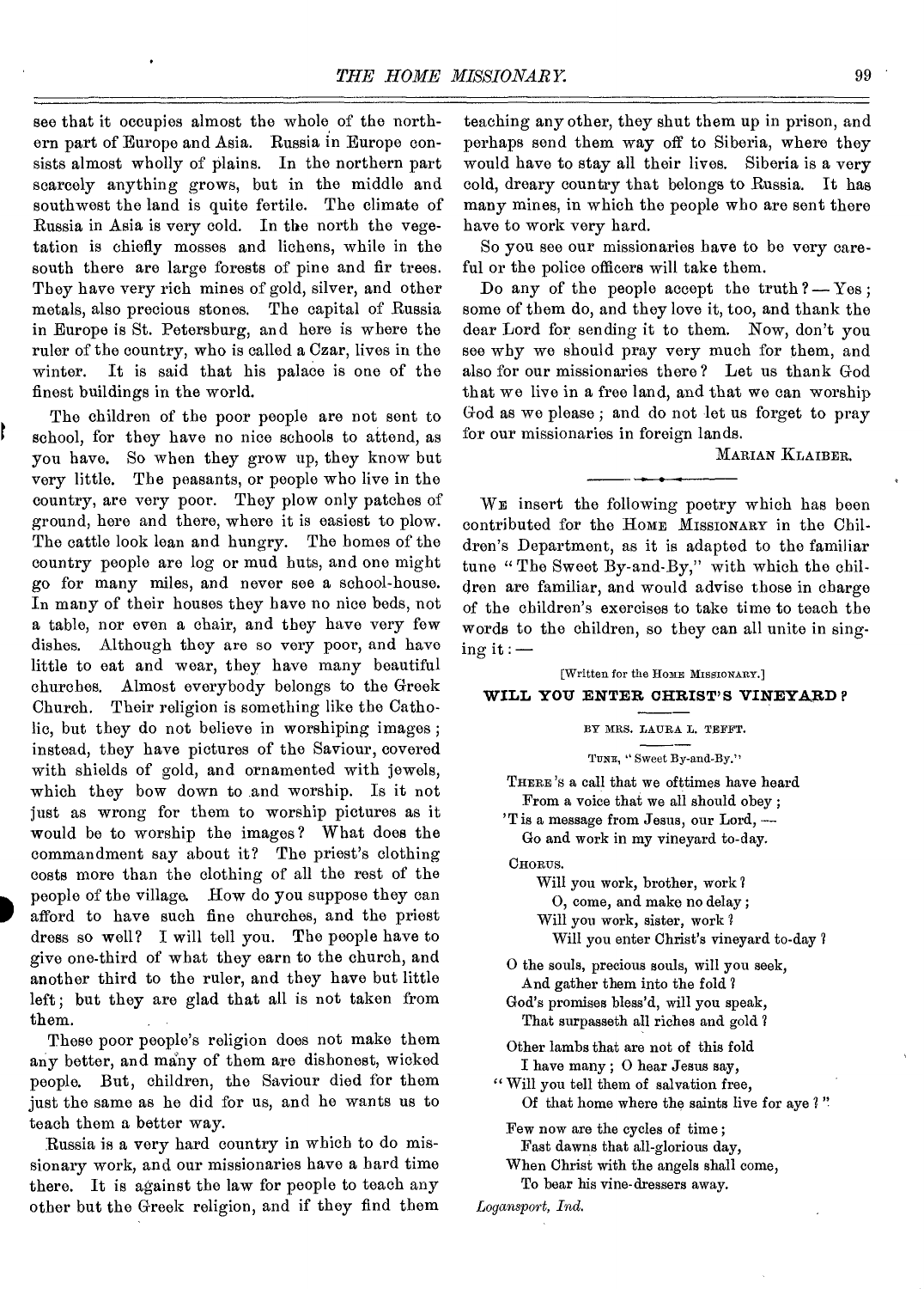see that it occupies almost the whole of the northern part of Europe and Asia. Russia in Europe consists almost wholly of plains. In the northern part scarcely anything grows, but in the middle and southwest the land is quite fertile. The climate of Russia in Asia is very cold. In the north the vegetation is chiefly mosses and lichens, while in the south there are large forests of pine and fir trees. They have very rich mines of gold, silver, and other metals, also precious stones. The capital of Russia in Europe is St. Petersburg, and here is where the ruler of the country, who is called a Czar, lives in the winter. It is said that his palace is one of the finest buildings in the world.

The children of the poor people are not sent to school, for they have no nice schools to attend, as you have. So when they grow up, they know but very little. The peasants, or people who live in the country, are very poor. They plow only patches of ground, here and there, where it is easiest to plow. The cattle look lean and hungry. The homes of the country people are log or mud huts, and one might go for many miles, and never see a school-house. In many of their houses they have no nice beds, not a table, nor even a chair, and they have very few dishes. Although they are so very poor, and have little to eat and wear, they have many beautiful churches. Almost everybody belongs to the Greek Church. Their religion is something like the Catholic, but they do not believe in worshiping images; instead, they have pictures of the Saviour, covered with shields of gold, and ornamented with jewels, which they bow down to and worship. Is it not just as wrong for them to worship pictures as it would be to worship the images? What does the commandment say about it? The priest's clothing costs more than the clothing of all the rest of the people of the village. How do you suppose they can afford to have such fine churches, and the priest dress so well? I will tell you. The people have to give one-third of what they earn to the church, and another third to the ruler, and they have but little left; but they are glad that all is not taken from them.

These poor people's religion does not make them any better, and many of them are dishonest, wicked people. But, children, the Saviour died for them just the same as he did for us, and he wants us to teach them a better way.

Russia is a very hard country in which to do missionary work, and our missionaries have a hard time there. It is against the law for people to teach any other but the Greek religion, and if they find them teaching any other, they shut them up in prison, and perhaps send them way off to Siberia, where they would have to stay all their lives. Siberia is a very cold, dreary country that belongs to Russia. It has many mines, in which the people who are sent there have to work very hard.

So you see our missionaries have to be very careful or the police officers will take them.

Do any of the people accept the truth? — Yes; some of them do, and they love it, too, and thank the dear Lord for sending it to them. Now, don't you see why we should pray very much for them, and also for our missionaries there? Let us thank God that we live in a free land, and that we can worship God as we please; and do not let us forget to pray for our missionaries in foreign lands.

MARIAN KLAIBER.

---

WE insert the following poetry which has been contributed for the HOME MISSIONARY in the Children's Department, as it is adapted to the familiar tune "The Sweet By-and-By," with which the children are familiar, and would advise those in charge of the children's exercises to take time to teach the words to the children, so they can all unite in singing it: —

[Written for the HOME MISSIONARY.]

## WILL YOU ENTER CHRIST'S VINEYARD?

BY MRS. LAURA L. TEFFT.

TUNE, "Sweet By-and-By."

THERE'S a call that we ofttimes have heard
From a voice that we all should obey;
'T is a message from Jesus, our Lord, —
Go and work in my vineyard to-day.

CHORUS.

Will you work, brother, work?
O, come, and make no delay;
Will you work, sister, work?
Will you enter Christ's vineyard to-day?

O the souls, precious souls, will you seek,
And gather them into the fold?
God's promises bless'd, will you speak,
That surpasseth all riches and gold?

Other lambs that are not of this fold
I have many; O hear Jesus say,
"Will you tell them of salvation free,
Of that home where the saints live for aye?"

Few now are the cycles of time;
Fast dawns that all-glorious day,
When Christ with the angels shall come,
To bear his vine-dressers away.

*Logansport, Ind.*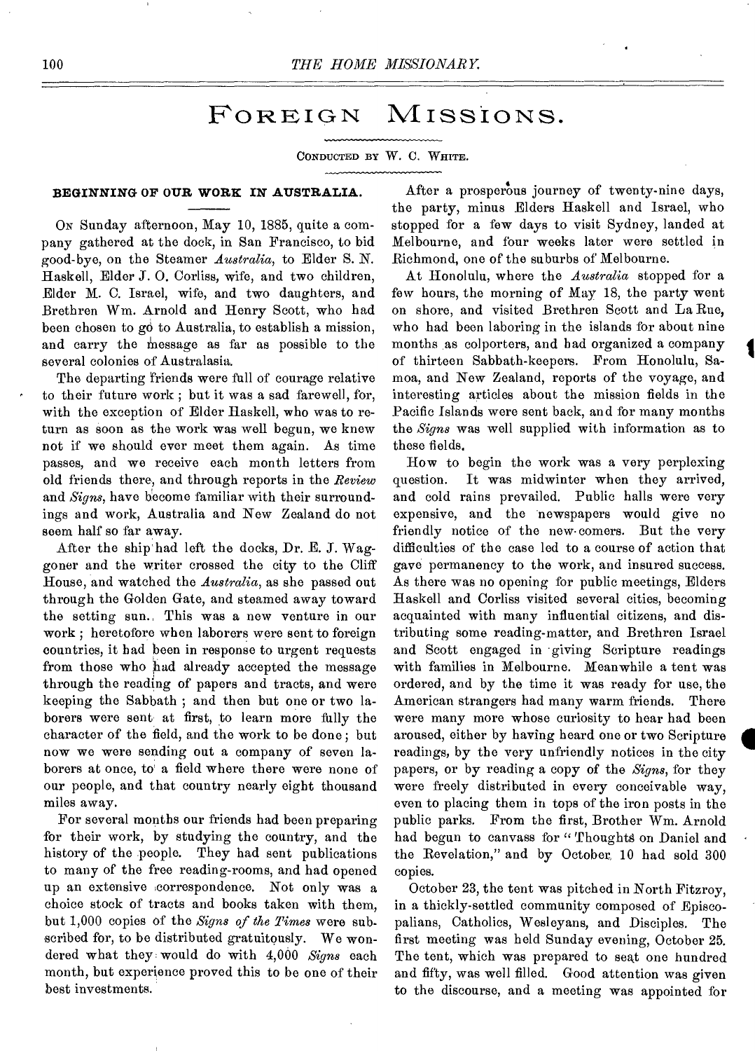# FOREIGN MISSIONS.

CONDUCTED BY W. C. WHITE.

### BEGINNING OF OUR WORK IN AUSTRALIA.

ON Sunday afternoon, May 10, 1885, quite a company gathered at the dock, in San Francisco, to bid good-bye, on the Steamer *Australia*, to Elder S. N. Haskell, Elder J. O. Corliss, wife, and two children, Elder M. C. Israel, wife, and two daughters, and Brethren Wm. Arnold and Henry Scott, who had been chosen to go to Australia, to establish a mission, and carry the message as far as possible to the several colonies of Australasia.

The departing friends were full of courage relative to their future work; but it was a sad farewell, for, with the exception of Elder Haskell, who was to return as soon as the work was well begun, we knew not if we should ever meet them again. As time passes, and we receive each month letters from old friends there, and through reports in the *Review* and *Signs*, have become familiar with their surroundings and work, Australia and New Zealand do not seem half so far away.

After the ship had left the docks, Dr. E. J. Waggoner and the writer crossed the city to the Cliff House, and watched the *Australia*, as she passed out through the Golden Gate, and steamed away toward the setting sun. This was a new venture in our work; heretofore when laborers were sent to foreign countries, it had been in response to urgent requests from those who had already accepted the message through the reading of papers and tracts, and were keeping the Sabbath; and then but one or two laborers were sent at first, to learn more fully the character of the field, and the work to be done; but now we were sending out a company of seven laborers at once, to a field where there were none of our people, and that country nearly eight thousand miles away.

For several months our friends had been preparing for their work, by studying the country, and the history of the people. They had sent publications to many of the free reading-rooms, and had opened up an extensive correspondence. Not only was a choice stock of tracts and books taken with them, but 1,000 copies of the *Signs of the Times* were subscribed for, to be distributed gratuitously. We wondered what they would do with 4,000 *Signs* each month, but experience proved this to be one of their best investments.

After a prosperous journey of twenty-nine days, the party, minus Elders Haskell and Israel, who stopped for a few days to visit Sydney, landed at Melbourne, and four weeks later were settled in Richmond, one of the suburbs of Melbourne.

At Honolulu, where the *Australia* stopped for a few hours, the morning of May 18, the party went on shore, and visited Brethren Scott and La Rue, who had been laboring in the islands for about nine months as colporters, and had organized a company of thirteen Sabbath-keepers. From Honolulu, Samoa, and New Zealand, reports of the voyage, and interesting articles about the mission fields in the Pacific Islands were sent back, and for many months the *Signs* was well supplied with information as to these fields.

How to begin the work was a very perplexing question. It was midwinter when they arrived, and cold rains prevailed. Public halls were very expensive, and the newspapers would give no friendly notice of the new-comers. But the very difficulties of the case led to a course of action that gave permanency to the work, and insured success. As there was no opening for public meetings, Elders Haskell and Corliss visited several cities, becoming acquainted with many influential citizens, and distributing some reading-matter, and Brethren Israel and Scott engaged in giving Scripture readings with families in Melbourne. Meanwhile a tent was ordered, and by the time it was ready for use, the American strangers had many warm friends. There were many more whose curiosity to hear had been aroused, either by having heard one or two Scripture readings, by the very unfriendly notices in the city papers, or by reading a copy of the *Signs*, for they were freely distributed in every conceivable way, even to placing them in tops of the iron posts in the public parks. From the first, Brother Wm. Arnold had begun to canvass for "Thoughts on Daniel and the Revelation," and by October 10 had sold 300 copies.

October 23, the tent was pitched in North Fitzroy, in a thickly-settled community composed of Episcopalians, Catholics, Wesleyans, and Disciples. The first meeting was held Sunday evening, October 25. The tent, which was prepared to seat one hundred and fifty, was well filled. Good attention was given to the discourse, and a meeting was appointed for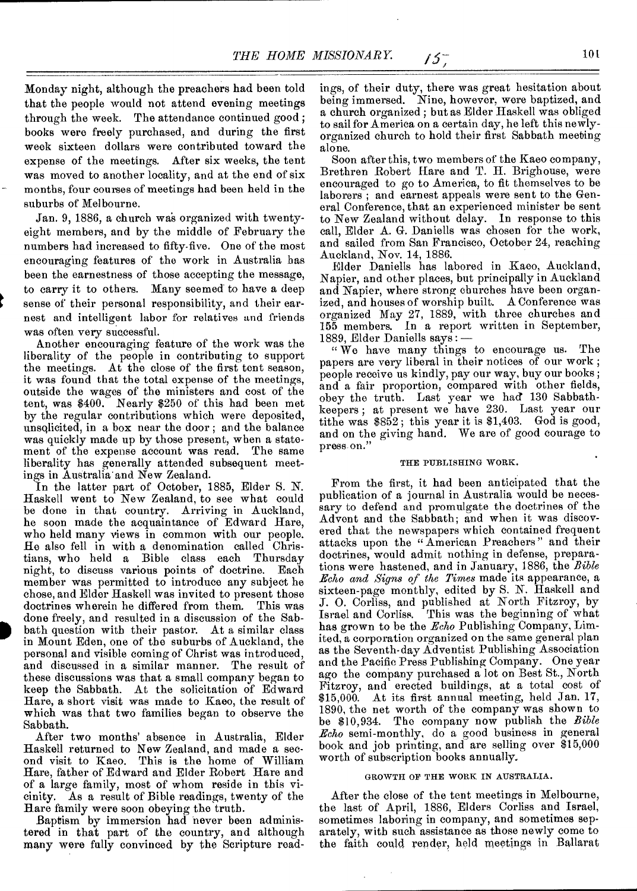Monday night, although the preachers had been told that the people would not attend evening meetings through the week. The attendance continued good; books were freely purchased, and during the first week sixteen dollars were contributed toward the expense of the meetings. After six weeks, the tent was moved to another locality, and at the end of six months, four courses of meetings had been held in the suburbs of Melbourne.

Jan. 9, 1886, a church was organized with twenty-eight members, and by the middle of February the numbers had increased to fifty-five. One of the most encouraging features of the work in Australia has been the earnestness of those accepting the message, to carry it to others. Many seemed to have a deep sense of their personal responsibility, and their earnest and intelligent labor for relatives and friends was often very successful.

Another encouraging feature of the work was the liberality of the people in contributing to support the meetings. At the close of the first tent season, it was found that the total expense of the meetings, outside the wages of the ministers and cost of the tent, was $400. Nearly $250 of this had been met by the regular contributions which were deposited, unsolicited, in a box near the door; and the balance was quickly made up by those present, when a statement of the expense account was read. The same liberality has generally attended subsequent meetings in Australia and New Zealand.

In the latter part of October, 1885, Elder S. N. Haskell went to New Zealand, to see what could be done in that country. Arriving in Auckland, he soon made the acquaintance of Edward Hare, who held many views in common with our people. He also fell in with a denomination called Christians, who held a Bible class each Thursday night, to discuss various points of doctrine. Each member was permitted to introduce any subject he chose, and Elder Haskell was invited to present those doctrines wherein he differed from them. This was done freely, and resulted in a discussion of the Sabbath question with their pastor. At a similar class in Mount Eden, one of the suburbs of Auckland, the personal and visible coming of Christ was introduced, and discussed in a similar manner. The result of these discussions was that a small company began to keep the Sabbath. At the solicitation of Edward Hare, a short visit was made to Kaeo, the result of which was that two families began to observe the Sabbath.

After two months' absence in Australia, Elder Haskell returned to New Zealand, and made a second visit to Kaeo. This is the home of William Hare, father of Edward and Elder Robert Hare and of a large family, most of whom reside in this vicinity. As a result of Bible readings, twenty of the Hare family were soon obeying the truth.

Baptism by immersion had never been administered in that part of the country, and although many were fully convinced by the Scripture readings, of their duty, there was great hesitation about being immersed. Nine, however, were baptized, and a church organized; but as Elder Haskell was obliged to sail for America on a certain day, he left this newly-organized church to hold their first Sabbath meeting alone.

Soon after this, two members of the Kaeo company, Brethren Robert Hare and T. H. Brighouse, were encouraged to go to America, to fit themselves to be laborers; and earnest appeals were sent to the General Conference, that an experienced minister be sent to New Zealand without delay. In response to this call, Elder A. G. Daniells was chosen for the work, and sailed from San Francisco, October 24, reaching Auckland, Nov. 14, 1886.

Elder Daniells has labored in Kaeo, Auckland, Napier, and other places, but principally in Auckland and Napier, where strong churches have been organized, and houses of worship built. A Conference was organized May 27, 1889, with three churches and 155 members. In a report written in September, 1889, Elder Daniells says: —

"We have many things to encourage us. The papers are very liberal in their notices of our work; people receive us kindly, pay our way, buy our books; and a fair proportion, compared with other fields, obey the truth. Last year we had 130 Sabbath-keepers; at present we have 230. Last year our tithe was $852; this year it is $1,403. God is good, and on the giving hand. We are of good courage to press on."

#### THE PUBLISHING WORK.

From the first, it had been anticipated that the publication of a journal in Australia would be necessary to defend and promulgate the doctrines of the Advent and the Sabbath; and when it was discovered that the newspapers which contained frequent attacks upon the "American Preachers" and their doctrines, would admit nothing in defense, preparations were hastened, and in January, 1886, the *Bible Echo and Signs of the Times* made its appearance, a sixteen-page monthly, edited by S. N. Haskell and J. O. Corliss, and published at North Fitzroy, by Israel and Corliss. This was the beginning of what has grown to be the *Echo* Publishing Company, Limited, a corporation organized on the same general plan as the Seventh-day Adventist Publishing Association and the Pacific Press Publishing Company. One year ago the company purchased a lot on Best St., North Fitzroy, and erected buildings, at a total cost of $15,000. At its first annual meeting, held Jan. 17, 1890, the net worth of the company was shown to be $10,934. The company now publish the *Bible Echo* semi-monthly, do a good business in general book and job printing, and are selling over $15,000 worth of subscription books annually.

#### GROWTH OF THE WORK IN AUSTRALIA.

After the close of the tent meetings in Melbourne, the last of April, 1886, Elders Corliss and Israel, sometimes laboring in company, and sometimes separately, with such assistance as those newly come to the faith could render, held meetings in Ballarat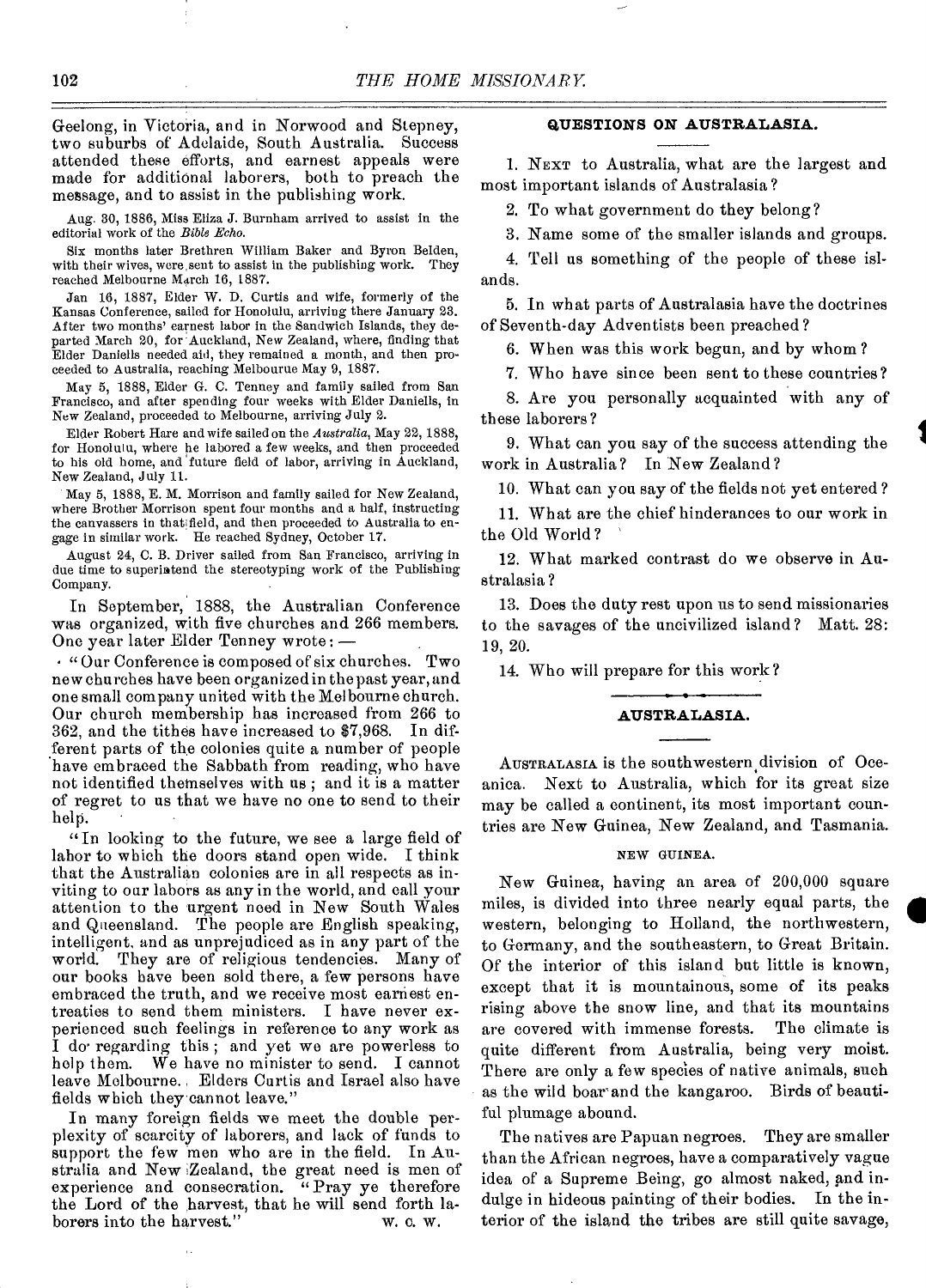Geelong, in Victoria, and in Norwood and Stepney, two suburbs of Adelaide, South Australia. Success attended these efforts, and earnest appeals were made for additional laborers, both to preach the message, and to assist in the publishing work.

Aug. 30, 1886, Miss Eliza J. Burnham arrived to assist in the editorial work of the *Bible Echo*.

Six months later Brethren William Baker and Byron Belden, with their wives, were sent to assist in the publishing work. They reached Melbourne March 16, 1887.

Jan 16, 1887, Elder W. D. Curtis and wife, formerly of the Kansas Conference, sailed for Honolulu, arriving there January 23. After two months' earnest labor in the Sandwich Islands, they departed March 20, for Auckland, New Zealand, where, finding that Elder Daniells needed aid, they remained a month, and then proceeded to Australia, reaching Melbourne May 9, 1887.

May 5, 1888, Elder G. C. Tenney and family sailed from San Francisco, and after spending four weeks with Elder Daniells, in New Zealand, proceeded to Melbourne, arriving July 2.

Elder Robert Hare and wife sailed on the *Australia*, May 22, 1888, for Honolulu, where he labored a few weeks, and then proceeded to his old home, and future field of labor, arriving in Auckland, New Zealand, July 11.

May 5, 1888, E. M. Morrison and family sailed for New Zealand, where Brother Morrison spent four months and a half, instructing the canvassers in that field, and then proceeded to Australia to engage in similar work. He reached Sydney, October 17.

August 24, C. B. Driver sailed from San Francisco, arriving in due time to superintend the stereotyping work of the Publishing Company.

In September, 1888, the Australian Conference was organized, with five churches and 266 members. One year later Elder Tenney wrote: —

"Our Conference is composed of six churches. Two new churches have been organized in the past year, and one small company united with the Melbourne church. Our church membership has increased from 266 to 362, and the tithes have increased to $7,968. In different parts of the colonies quite a number of people have embraced the Sabbath from reading, who have not identified themselves with us; and it is a matter of regret to us that we have no one to send to their help.

"In looking to the future, we see a large field of labor to which the doors stand open wide. I think that the Australian colonies are in all respects as inviting to our labors as any in the world, and call your attention to the urgent need in New South Wales and Queensland. The people are English speaking, intelligent, and as unprejudiced as in any part of the world. They are of religious tendencies. Many of our books have been sold there, a few persons have embraced the truth, and we receive most earnest entreaties to send them ministers. I have never experienced such feelings in reference to any work as I do regarding this; and yet we are powerless to help them. We have no minister to send. I cannot leave Melbourne. Elders Curtis and Israel also have fields which they cannot leave."

In many foreign fields we meet the double perplexity of scarcity of laborers, and lack of funds to support the few men who are in the field. In Australia and New Zealand, the great need is men of experience and consecration. "Pray ye therefore the Lord of the harvest, that he will send forth laborers into the harvest." W. C. W.

## QUESTIONS ON AUSTRALASIA.

1. Next to Australia, what are the largest and most important islands of Australasia?

2. To what government do they belong?

3. Name some of the smaller islands and groups.

4. Tell us something of the people of these islands.

5. In what parts of Australasia have the doctrines of Seventh-day Adventists been preached?

6. When was this work begun, and by whom?

7. Who have since been sent to these countries?

8. Are you personally acquainted with any of these laborers?

9. What can you say of the success attending the work in Australia? In New Zealand?

10. What can you say of the fields not yet entered?

11. What are the chief hinderances to our work in the Old World?

12. What marked contrast do we observe in Australasia?

13. Does the duty rest upon us to send missionaries to the savages of the uncivilized island? Matt. 28: 19, 20.

14. Who will prepare for this work?

## AUSTRALASIA.

Australasia is the southwestern division of Oceanica. Next to Australia, which for its great size may be called a continent, its most important countries are New Guinea, New Zealand, and Tasmania.

### NEW GUINEA.

New Guinea, having an area of 200,000 square miles, is divided into three nearly equal parts, the western, belonging to Holland, the northwestern, to Germany, and the southeastern, to Great Britain. Of the interior of this island but little is known, except that it is mountainous, some of its peaks rising above the snow line, and that its mountains are covered with immense forests. The climate is quite different from Australia, being very moist. There are only a few species of native animals, such as the wild boar and the kangaroo. Birds of beautiful plumage abound.

The natives are Papuan negroes. They are smaller than the African negroes, have a comparatively vague idea of a Supreme Being, go almost naked, and indulge in hideous painting of their bodies. In the interior of the island the tribes are still quite savage,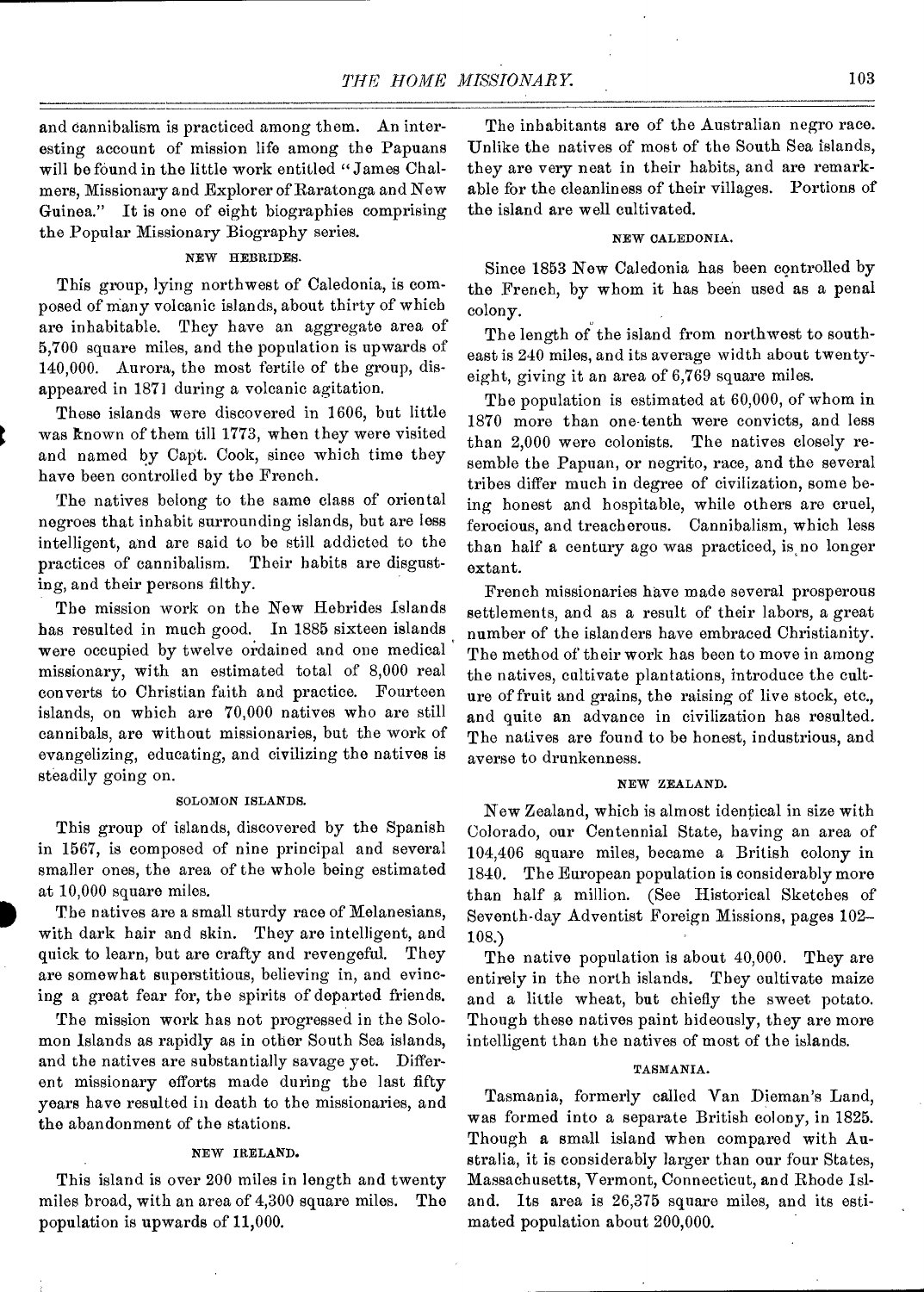and cannibalism is practiced among them. An interesting account of mission life among the Papuans will be found in the little work entitled "James Chalmers, Missionary and Explorer of Raratonga and New Guinea." It is one of eight biographies comprising the Popular Missionary Biography series.

#### NEW HEBRIDES.

This group, lying northwest of Caledonia, is composed of many volcanic islands, about thirty of which are inhabitable. They have an aggregate area of 5,700 square miles, and the population is upwards of 140,000. Aurora, the most fertile of the group, disappeared in 1871 during a volcanic agitation.

These islands were discovered in 1606, but little was known of them till 1773, when they were visited and named by Capt. Cook, since which time they have been controlled by the French.

The natives belong to the same class of oriental negroes that inhabit surrounding islands, but are less intelligent, and are said to be still addicted to the practices of cannibalism. Their habits are disgusting, and their persons filthy.

The mission work on the New Hebrides Islands has resulted in much good. In 1885 sixteen islands were occupied by twelve ordained and one medical missionary, with an estimated total of 8,000 real converts to Christian faith and practice. Fourteen islands, on which are 70,000 natives who are still cannibals, are without missionaries, but the work of evangelizing, educating, and civilizing the natives is steadily going on.

#### SOLOMON ISLANDS.

This group of islands, discovered by the Spanish in 1567, is composed of nine principal and several smaller ones, the area of the whole being estimated at 10,000 square miles.

The natives are a small sturdy race of Melanesians, with dark hair and skin. They are intelligent, and quick to learn, but are crafty and revengeful. They are somewhat superstitious, believing in, and evincing a great fear for, the spirits of departed friends.

The mission work has not progressed in the Solomon Islands as rapidly as in other South Sea islands, and the natives are substantially savage yet. Different missionary efforts made during the last fifty years have resulted in death to the missionaries, and the abandonment of the stations.

#### NEW IRELAND.

This island is over 200 miles in length and twenty miles broad, with an area of 4,300 square miles. The population is upwards of 11,000.

The inhabitants are of the Australian negro race. Unlike the natives of most of the South Sea islands, they are very neat in their habits, and are remarkable for the cleanliness of their villages. Portions of the island are well cultivated.

#### NEW CALEDONIA.

Since 1853 New Caledonia has been controlled by the French, by whom it has been used as a penal colony.

The length of the island from northwest to southeast is 240 miles, and its average width about twenty-eight, giving it an area of 6,769 square miles.

The population is estimated at 60,000, of whom in 1870 more than one-tenth were convicts, and less than 2,000 were colonists. The natives closely resemble the Papuan, or negrito, race, and the several tribes differ much in degree of civilization, some being honest and hospitable, while others are cruel, ferocious, and treacherous. Cannibalism, which less than half a century ago was practiced, is no longer extant.

French missionaries have made several prosperous settlements, and as a result of their labors, a great number of the islanders have embraced Christianity. The method of their work has been to move in among the natives, cultivate plantations, introduce the culture of fruit and grains, the raising of live stock, etc., and quite an advance in civilization has resulted. The natives are found to be honest, industrious, and averse to drunkenness.

#### NEW ZEALAND.

New Zealand, which is almost identical in size with Colorado, our Centennial State, having an area of 104,406 square miles, became a British colony in 1840. The European population is considerably more than half a million. (See Historical Sketches of Seventh-day Adventist Foreign Missions, pages 102–108.)

The native population is about 40,000. They are entirely in the north islands. They cultivate maize and a little wheat, but chiefly the sweet potato. Though these natives paint hideously, they are more intelligent than the natives of most of the islands.

#### TASMANIA.

Tasmania, formerly called Van Dieman's Land, was formed into a separate British colony, in 1825. Though a small island when compared with Australia, it is considerably larger than our four States, Massachusetts, Vermont, Connecticut, and Rhode Island. Its area is 26,375 square miles, and its estimated population about 200,000.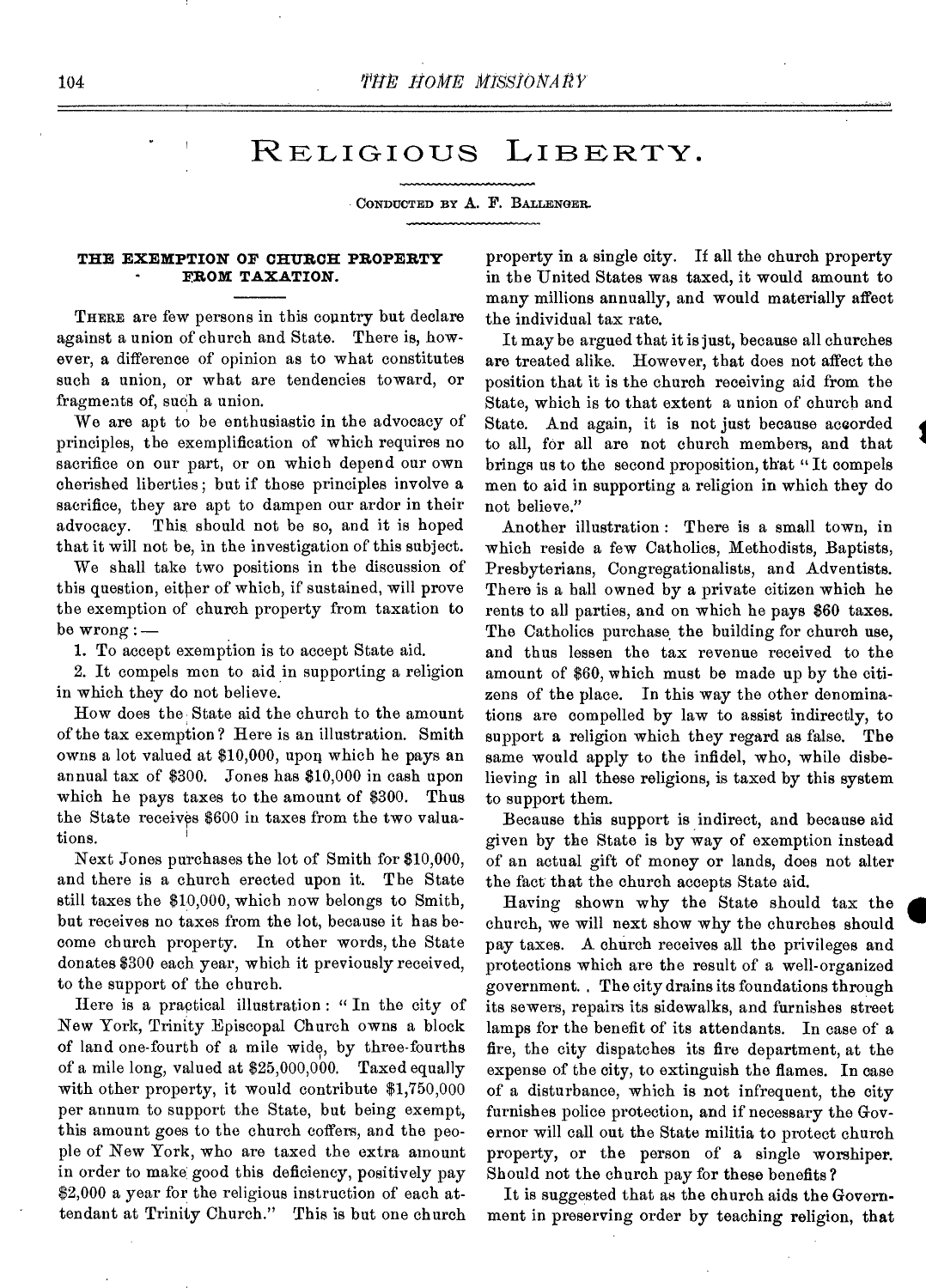# Religious Liberty.

Conducted by A. F. Ballenger.

## THE EXEMPTION OF CHURCH PROPERTY FROM TAXATION.

There are few persons in this country but declare against a union of church and State. There is, however, a difference of opinion as to what constitutes such a union, or what are tendencies toward, or fragments of, such a union.

We are apt to be enthusiastic in the advocacy of principles, the exemplification of which requires no sacrifice on our part, or on which depend our own cherished liberties; but if those principles involve a sacrifice, they are apt to dampen our ardor in their advocacy. This should not be so, and it is hoped that it will not be, in the investigation of this subject.

We shall take two positions in the discussion of this question, either of which, if sustained, will prove the exemption of church property from taxation to be wrong: —

1. To accept exemption is to accept State aid.
2. It compels men to aid in supporting a religion in which they do not believe.

How does the State aid the church to the amount of the tax exemption? Here is an illustration. Smith owns a lot valued at \$10,000, upon which he pays an annual tax of \$300. Jones has \$10,000 in cash upon which he pays taxes to the amount of \$300. Thus the State receives \$600 in taxes from the two valuations.

Next Jones purchases the lot of Smith for \$10,000, and there is a church erected upon it. The State still taxes the \$10,000, which now belongs to Smith, but receives no taxes from the lot, because it has become church property. In other words, the State donates \$300 each year, which it previously received, to the support of the church.

Here is a practical illustration: "In the city of New York, Trinity Episcopal Church owns a block of land one-fourth of a mile wide, by three-fourths of a mile long, valued at \$25,000,000. Taxed equally with other property, it would contribute \$1,750,000 per annum to support the State, but being exempt, this amount goes to the church coffers, and the people of New York, who are taxed the extra amount in order to make good this deficiency, positively pay \$2,000 a year for the religious instruction of each attendant at Trinity Church." This is but one church property in a single city. If all the church property in the United States was taxed, it would amount to many millions annually, and would materially affect the individual tax rate.

It may be argued that it is just, because all churches are treated alike. However, that does not affect the position that it is the church receiving aid from the State, which is to that extent a union of church and State. And again, it is not just because accorded to all, for all are not church members, and that brings us to the second proposition, that "It compels men to aid in supporting a religion in which they do not believe."

Another illustration: There is a small town, in which reside a few Catholics, Methodists, Baptists, Presbyterians, Congregationalists, and Adventists. There is a hall owned by a private citizen which he rents to all parties, and on which he pays \$60 taxes. The Catholics purchase the building for church use, and thus lessen the tax revenue received to the amount of \$60, which must be made up by the citizens of the place. In this way the other denominations are compelled by law to assist indirectly, to support a religion which they regard as false. The same would apply to the infidel, who, while disbelieving in all these religions, is taxed by this system to support them.

Because this support is indirect, and because aid given by the State is by way of exemption instead of an actual gift of money or lands, does not alter the fact that the church accepts State aid.

Having shown why the State should tax the church, we will next show why the churches should pay taxes. A church receives all the privileges and protections which are the result of a well-organized government. The city drains its foundations through its sewers, repairs its sidewalks, and furnishes street lamps for the benefit of its attendants. In case of a fire, the city dispatches its fire department, at the expense of the city, to extinguish the flames. In case of a disturbance, which is not infrequent, the city furnishes police protection, and if necessary the Governor will call out the State militia to protect church property, or the person of a single worshiper. Should not the church pay for these benefits?

It is suggested that as the church aids the Government in preserving order by teaching religion, that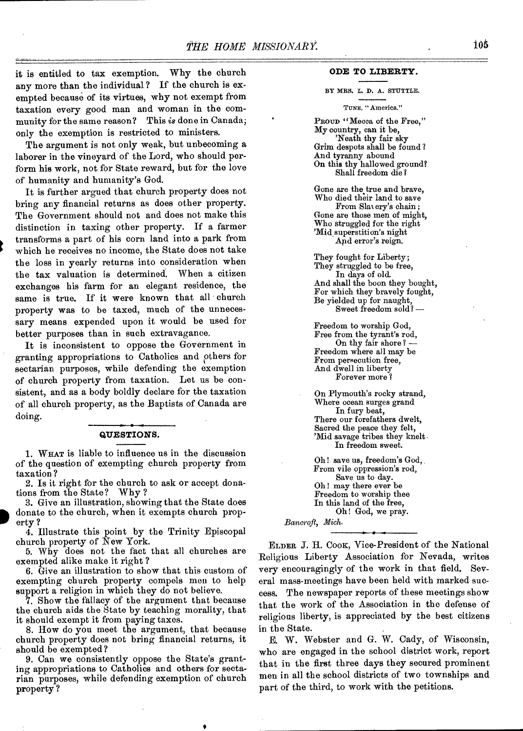it is entitled to tax exemption. Why the church any more than the individual? If the church is exempted because of its virtues, why not exempt from taxation every good man and woman in the community for the same reason? This *is* done in Canada; only the exemption is restricted to ministers.

The argument is not only weak, but unbecoming a laborer in the vineyard of the Lord, who should perform his work, not for State reward, but for the love of humanity and humanity's God.

It is further argued that church property does not bring any financial returns as does other property. The Government should not and does not make this distinction in taxing other property. If a farmer transforms a part of his corn land into a park from which he receives no income, the State does not take the loss in yearly returns into consideration when the tax valuation is determined. When a citizen exchanges his farm for an elegant residence, the same is true. If it were known that all church property was to be taxed, much of the unnecessary means expended upon it would be used for better purposes than in such extravagance.

It is inconsistent to oppose the Government in granting appropriations to Catholics and others for sectarian purposes, while defending the exemption of church property from taxation. Let us be consistent, and as a body boldly declare for the taxation of all church property, as the Baptists of Canada are doing.

### QUESTIONS.

1. What is liable to influence us in the discussion of the question of exempting church property from taxation?
2. Is it right for the church to ask or accept donations from the State? Why?
3. Give an illustration, showing that the State does donate to the church, when it exempts church property?
4. Illustrate this point by the Trinity Episcopal church property of New York.
5. Why does not the fact that all churches are exempted alike make it right?
6. Give an illustration to show that this custom of exempting church property compels men to help support a religion in which they do not believe.
7. Show the fallacy of the argument that because the church aids the State by teaching morality, that it should exempt it from paying taxes.
8. How do you meet the argument, that because church property does not bring financial returns, it should be exempted?
9. Can we consistently oppose the State's granting appropriations to Catholics and others for sectarian purposes, while defending exemption of church property?

### ODE TO LIBERTY.

BY MRS. L. D. A. STUTTLE.

TUNE, "America."

Proud "Mecca of the Free,"
My country, can it be,
'Neath thy fair sky
Grim despots shall be found?
And tyranny abound
On this thy hallowed ground?
Shall freedom die?

Gone are the true and brave,
Who died their land to save
From Slavery's chain;
Gone are those men of might,
Who struggled for the right
'Mid superstition's night
And error's reign.

They fought for Liberty;
They struggled to be free,
In days of old.
And shall the boon they bought,
For which they bravely fought,
Be yielded up for naught,
Sweet freedom sold? —

Freedom to worship God,
Free from the tyrant's rod,
On thy fair shore? —
Freedom where all may be
From persecution free,
And dwell in liberty
Forever more?

On Plymouth's rocky strand,
Where ocean surges grand
In fury beat,
There our forefathers dwelt,
Sacred the peace they felt,
'Mid savage tribes they knelt
In freedom sweet.

Oh! save us, freedom's God,
From vile oppression's rod,
Save us to day.
Oh! may there ever be
Freedom to worship thee
In this land of the free,
Oh! God, we pray.

*Bancroft, Mich.*

---

Elder J. H. Cook, Vice-President of the National Religious Liberty Association for Nevada, writes very encouragingly of the work in that field. Several mass-meetings have been held with marked success. The newspaper reports of these meetings show that the work of the Association in the defense of religious liberty, is appreciated by the best citizens in the State.

E. W. Webster and G. W. Cady, of Wisconsin, who are engaged in the school district work, report that in the first three days they secured prominent men in all the school districts of two townships and part of the third, to work with the petitions.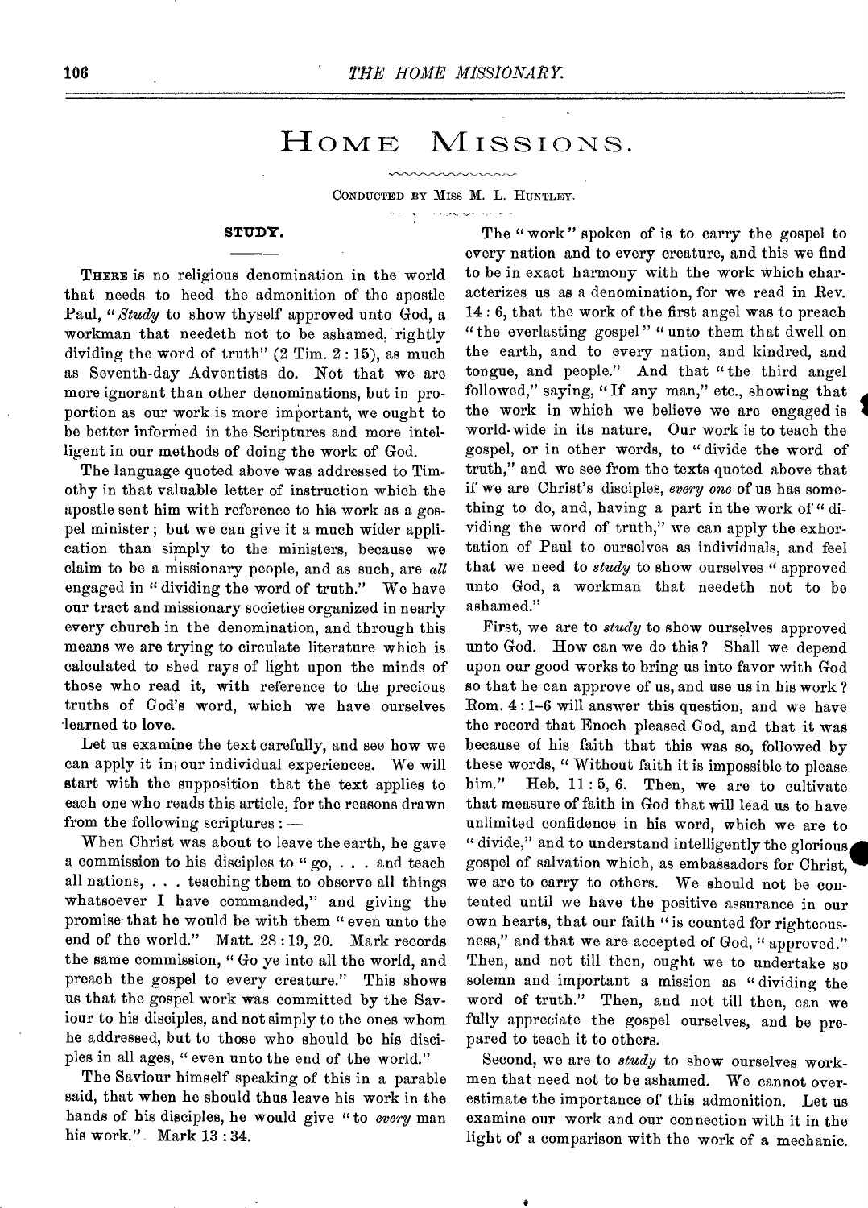# HOME MISSIONS.

CONDUCTED BY MISS M. L. HUNTLEY.

## STUDY.

THERE is no religious denomination in the world that needs to heed the admonition of the apostle Paul, "*Study* to show thyself approved unto God, a workman that needeth not to be ashamed, rightly dividing the word of truth" (2 Tim. 2 : 15), as much as Seventh-day Adventists do. Not that we are more ignorant than other denominations, but in proportion as our work is more important, we ought to be better informed in the Scriptures and more intelligent in our methods of doing the work of God.

The language quoted above was addressed to Timothy in that valuable letter of instruction which the apostle sent him with reference to his work as a gospel minister; but we can give it a much wider application than simply to the ministers, because we claim to be a missionary people, and as such, are *all* engaged in "dividing the word of truth." We have our tract and missionary societies organized in nearly every church in the denomination, and through this means we are trying to circulate literature which is calculated to shed rays of light upon the minds of those who read it, with reference to the precious truths of God's word, which we have ourselves learned to love.

Let us examine the text carefully, and see how we can apply it in our individual experiences. We will start with the supposition that the text applies to each one who reads this article, for the reasons drawn from the following scriptures : —

When Christ was about to leave the earth, he gave a commission to his disciples to "go, . . . and teach all nations, . . . teaching them to observe all things whatsoever I have commanded," and giving the promise that he would be with them "even unto the end of the world." Matt. 28 : 19, 20. Mark records the same commission, "Go ye into all the world, and preach the gospel to every creature." This shows us that the gospel work was committed by the Saviour to his disciples, and not simply to the ones whom he addressed, but to those who should be his disciples in all ages, "even unto the end of the world."

The Saviour himself speaking of this in a parable said, that when he should thus leave his work in the hands of his disciples, he would give "to *every* man his work." Mark 13 : 34.

The "work" spoken of is to carry the gospel to every nation and to every creature, and this we find to be in exact harmony with the work which characterizes us as a denomination, for we read in Rev. 14 : 6, that the work of the first angel was to preach "the everlasting gospel" "unto them that dwell on the earth, and to every nation, and kindred, and tongue, and people." And that "the third angel followed," saying, "If any man," etc., showing that the work in which we believe we are engaged is world-wide in its nature. Our work is to teach the gospel, or in other words, to "divide the word of truth," and we see from the texts quoted above that if we are Christ's disciples, *every one* of us has something to do, and, having a part in the work of "dividing the word of truth," we can apply the exhortation of Paul to ourselves as individuals, and feel that we need to *study* to show ourselves "approved unto God, a workman that needeth not to be ashamed."

First, we are to *study* to show ourselves approved unto God. How can we do this? Shall we depend upon our good works to bring us into favor with God so that he can approve of us, and use us in his work? Rom. 4 : 1–6 will answer this question, and we have the record that Enoch pleased God, and that it was because of his faith that this was so, followed by these words, "Without faith it is impossible to please him." Heb. 11 : 5, 6. Then, we are to cultivate that measure of faith in God that will lead us to have unlimited confidence in his word, which we are to "divide," and to understand intelligently the glorious gospel of salvation which, as embassadors for Christ, we are to carry to others. We should not be contented until we have the positive assurance in our own hearts, that our faith "is counted for righteousness," and that we are accepted of God, "approved." Then, and not till then, ought we to undertake so solemn and important a mission as "dividing the word of truth." Then, and not till then, can we fully appreciate the gospel ourselves, and be prepared to teach it to others.

Second, we are to *study* to show ourselves workmen that need not to be ashamed. We cannot overestimate the importance of this admonition. Let us examine our work and our connection with it in the light of a comparison with the work of a mechanic.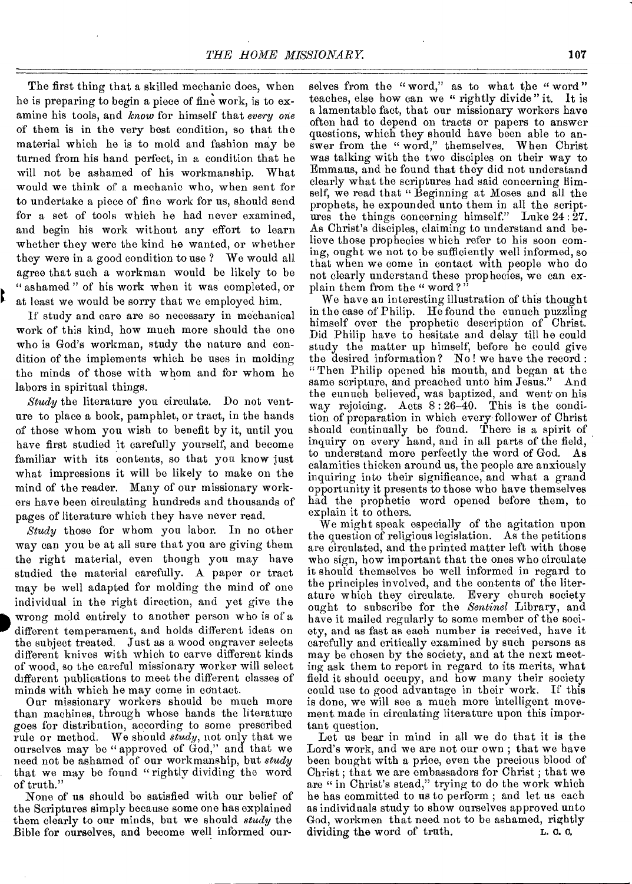The first thing that a skilled mechanic does, when he is preparing to begin a piece of fine work, is to examine his tools, and *know* for himself that *every one* of them is in the very best condition, so that the material which he is to mold and fashion may be turned from his hand perfect, in a condition that he will not be ashamed of his workmanship. What would we think of a mechanic who, when sent for to undertake a piece of fine work for us, should send for a set of tools which he had never examined, and begin his work without any effort to learn whether they were the kind he wanted, or whether they were in a good condition to use? We would all agree that such a workman would be likely to be "ashamed" of his work when it was completed, or at least we would be sorry that we employed him.

If study and care are so necessary in mechanical work of this kind, how much more should the one who is God's workman, study the nature and condition of the implements which he uses in molding the minds of those with whom and for whom he labors in spiritual things.

*Study* the literature you circulate. Do not venture to place a book, pamphlet, or tract, in the hands of those whom you wish to benefit by it, until you have first studied it carefully yourself, and become familiar with its contents, so that you know just what impressions it will be likely to make on the mind of the reader. Many of our missionary workers have been circulating hundreds and thousands of pages of literature which they have never read.

*Study* those for whom you labor. In no other way can you be at all sure that you are giving them the right material, even though you may have studied the material carefully. A paper or tract may be well adapted for molding the mind of one individual in the right direction, and yet give the wrong mold entirely to another person who is of a different temperament, and holds different ideas on the subject treated. Just as a wood engraver selects different knives with which to carve different kinds of wood, so the careful missionary worker will select different publications to meet the different classes of minds with which he may come in contact.

Our missionary workers should be much more than machines, through whose hands the literature goes for distribution, according to some prescribed rule or method. We should *study*, not only that we ourselves may be "approved of God," and that we need not be ashamed of our workmanship, but *study* that we may be found "rightly dividing the word of truth."

None of us should be satisfied with our belief of the Scriptures simply because some one has explained them clearly to our minds, but we should *study* the Bible for ourselves, and become well informed ourselves from the "word," as to what the "word" teaches, else how can we "rightly divide" it. It is a lamentable fact, that our missionary workers have often had to depend on tracts or papers to answer questions, which they should have been able to answer from the "word," themselves. When Christ was talking with the two disciples on their way to Emmaus, and he found that they did not understand clearly what the scriptures had said concerning Himself, we read that "Beginning at Moses and all the prophets, he expounded unto them in all the scriptures the things concerning himself." Luke 24:27. As Christ's disciples, claiming to understand and believe those prophecies which refer to his soon coming, ought we not to be sufficiently well informed, so that when we come in contact with people who do not clearly understand these prophecies, we can explain them from the "word?"

We have an interesting illustration of this thought in the case of Philip. He found the eunuch puzzling himself over the prophetic description of Christ. Did Philip have to hesitate and delay till he could study the matter up himself, before he could give the desired information? No! we have the record: "Then Philip opened his mouth, and began at the same scripture, and preached unto him Jesus." And the eunuch believed, was baptized, and went on his way rejoicing. Acts 8:26–40. This is the condition of preparation in which every follower of Christ should continually be found. There is a spirit of inquiry on every hand, and in all parts of the field, to understand more perfectly the word of God. As calamities thicken around us, the people are anxiously inquiring into their significance, and what a grand opportunity it presents to those who have themselves had the prophetic word opened before them, to explain it to others.

We might speak especially of the agitation upon the question of religious legislation. As the petitions are circulated, and the printed matter left with those who sign, how important that the ones who circulate it should themselves be well informed in regard to the principles involved, and the contents of the literature which they circulate. Every church society ought to subscribe for the *Sentinel* Library, and have it mailed regularly to some member of the society, and as fast as each number is received, have it carefully and critically examined by such persons as may be chosen by the society, and at the next meeting ask them to report in regard to its merits, what field it should occupy, and how many their society could use to good advantage in their work. If this is done, we will see a much more intelligent movement made in circulating literature upon this important question.

Let us bear in mind in all we do that it is the Lord's work, and we are not our own; that we have been bought with a price, even the precious blood of Christ; that we are embassadors for Christ; that we are "in Christ's stead," trying to do the work which he has committed to us to perform; and let us each as individuals study to show ourselves approved unto God, workmen that need not to be ashamed, rightly dividing the word of truth. L. C. C.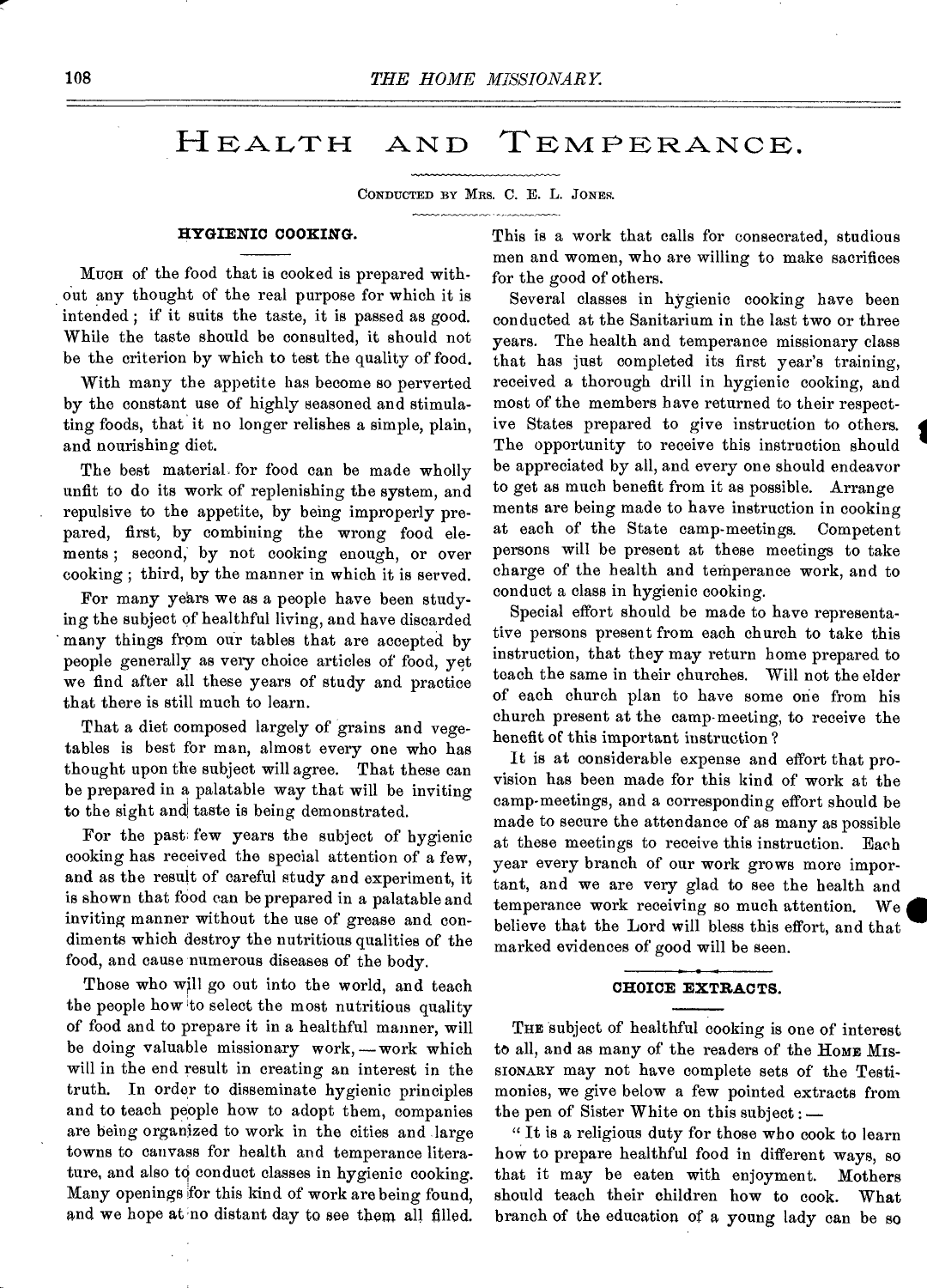# Health and Temperance.

Conducted by Mrs. C. E. L. Jones.

### HYGIENIC COOKING.

Much of the food that is cooked is prepared without any thought of the real purpose for which it is intended; if it suits the taste, it is passed as good. While the taste should be consulted, it should not be the criterion by which to test the quality of food.

With many the appetite has become so perverted by the constant use of highly seasoned and stimulating foods, that it no longer relishes a simple, plain, and nourishing diet.

The best material for food can be made wholly unfit to do its work of replenishing the system, and repulsive to the appetite, by being improperly prepared, first, by combining the wrong food elements; second, by not cooking enough, or over cooking; third, by the manner in which it is served.

For many years we as a people have been studying the subject of healthful living, and have discarded many things from our tables that are accepted by people generally as very choice articles of food, yet we find after all these years of study and practice that there is still much to learn.

That a diet composed largely of grains and vegetables is best for man, almost every one who has thought upon the subject will agree. That these can be prepared in a palatable way that will be inviting to the sight and taste is being demonstrated.

For the past few years the subject of hygienic cooking has received the special attention of a few, and as the result of careful study and experiment, it is shown that food can be prepared in a palatable and inviting manner without the use of grease and condiments which destroy the nutritious qualities of the food, and cause numerous diseases of the body.

Those who will go out into the world, and teach the people how to select the most nutritious quality of food and to prepare it in a healthful manner, will be doing valuable missionary work, — work which will in the end result in creating an interest in the truth. In order to disseminate hygienic principles and to teach people how to adopt them, companies are being organized to work in the cities and large towns to canvass for health and temperance literature, and also to conduct classes in hygienic cooking. Many openings for this kind of work are being found, and we hope at no distant day to see them all filled. This is a work that calls for consecrated, studious men and women, who are willing to make sacrifices for the good of others.

Several classes in hygienic cooking have been conducted at the Sanitarium in the last two or three years. The health and temperance missionary class that has just completed its first year's training, received a thorough drill in hygienic cooking, and most of the members have returned to their respective States prepared to give instruction to others. The opportunity to receive this instruction should be appreciated by all, and every one should endeavor to get as much benefit from it as possible. Arrangements are being made to have instruction in cooking at each of the State camp-meetings. Competent persons will be present at these meetings to take charge of the health and temperance work, and to conduct a class in hygienic cooking.

Special effort should be made to have representative persons present from each church to take this instruction, that they may return home prepared to teach the same in their churches. Will not the elder of each church plan to have some one from his church present at the camp-meeting, to receive the benefit of this important instruction?

It is at considerable expense and effort that provision has been made for this kind of work at the camp-meetings, and a corresponding effort should be made to secure the attendance of as many as possible at these meetings to receive this instruction. Each year every branch of our work grows more important, and we are very glad to see the health and temperance work receiving so much attention. We believe that the Lord will bless this effort, and that marked evidences of good will be seen.

### CHOICE EXTRACTS.

The subject of healthful cooking is one of interest to all, and as many of the readers of the Home Missionary may not have complete sets of the Testimonies, we give below a few pointed extracts from the pen of Sister White on this subject: —

"It is a religious duty for those who cook to learn how to prepare healthful food in different ways, so that it may be eaten with enjoyment. Mothers should teach their children how to cook. What branch of the education of a young lady can be so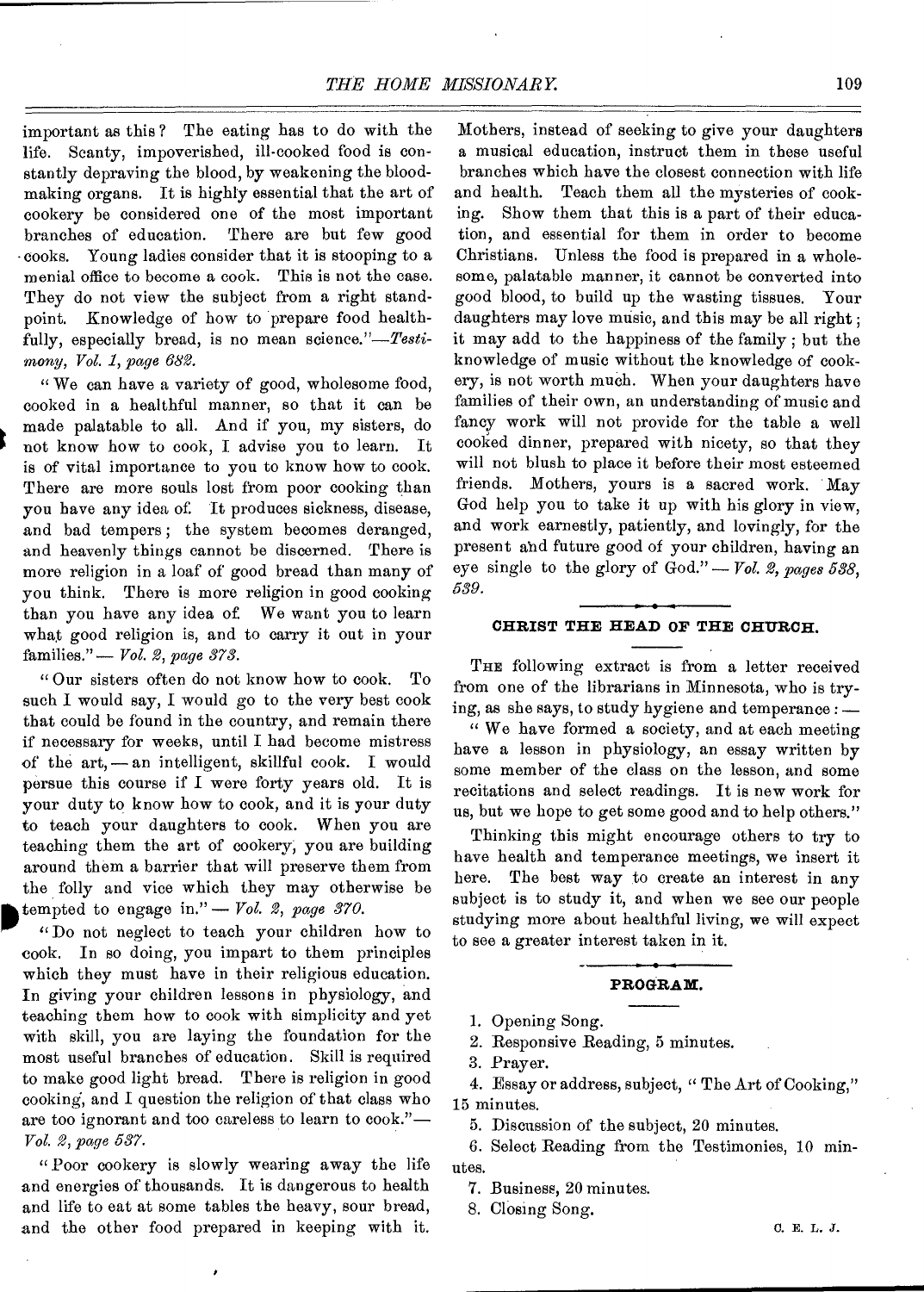important as this? The eating has to do with the life. Scanty, impoverished, ill-cooked food is constantly depraving the blood, by weakening the blood-making organs. It is highly essential that the art of cookery be considered one of the most important branches of education. There are but few good cooks. Young ladies consider that it is stooping to a menial office to become a cook. This is not the case. They do not view the subject from a right standpoint. Knowledge of how to prepare food healthfully, especially bread, is no mean science."—*Testimony, Vol. 1, page 682.*

"We can have a variety of good, wholesome food, cooked in a healthful manner, so that it can be made palatable to all. And if you, my sisters, do not know how to cook, I advise you to learn. It is of vital importance to you to know how to cook. There are more souls lost from poor cooking than you have any idea of. It produces sickness, disease, and bad tempers; the system becomes deranged, and heavenly things cannot be discerned. There is more religion in a loaf of good bread than many of you think. There is more religion in good cooking than you have any idea of. We want you to learn what good religion is, and to carry it out in your families."— *Vol. 2, page 373.*

"Our sisters often do not know how to cook. To such I would say, I would go to the very best cook that could be found in the country, and remain there if necessary for weeks, until I had become mistress of the art,—an intelligent, skillful cook. I would persue this course if I were forty years old. It is your duty to know how to cook, and it is your duty to teach your daughters to cook. When you are teaching them the art of cookery, you are building around them a barrier that will preserve them from the folly and vice which they may otherwise be tempted to engage in."— *Vol. 2, page 370.*

"Do not neglect to teach your children how to cook. In so doing, you impart to them principles which they must have in their religious education. In giving your children lessons in physiology, and teaching them how to cook with simplicity and yet with skill, you are laying the foundation for the most useful branches of education. Skill is required to make good light bread. There is religion in good cooking, and I question the religion of that class who are too ignorant and too careless to learn to cook."— *Vol. 2, page 537.*

"Poor cookery is slowly wearing away the life and energies of thousands. It is dangerous to health and life to eat at some tables the heavy, sour bread, and the other food prepared in keeping with it. Mothers, instead of seeking to give your daughters a musical education, instruct them in these useful branches which have the closest connection with life and health. Teach them all the mysteries of cooking. Show them that this is a part of their education, and essential for them in order to become Christians. Unless the food is prepared in a wholesome, palatable manner, it cannot be converted into good blood, to build up the wasting tissues. Your daughters may love music, and this may be all right; it may add to the happiness of the family; but the knowledge of music without the knowledge of cookery, is not worth much. When your daughters have families of their own, an understanding of music and fancy work will not provide for the table a well cooked dinner, prepared with nicety, so that they will not blush to place it before their most esteemed friends. Mothers, yours is a sacred work. May God help you to take it up with his glory in view, and work earnestly, patiently, and lovingly, for the present and future good of your children, having an eye single to the glory of God."— *Vol. 2, pages 538, 539.*

## CHRIST THE HEAD OF THE CHURCH.

The following extract is from a letter received from one of the librarians in Minnesota, who is trying, as she says, to study hygiene and temperance:—

"We have formed a society, and at each meeting have a lesson in physiology, an essay written by some member of the class on the lesson, and some recitations and select readings. It is new work for us, but we hope to get some good and to help others."

Thinking this might encourage others to try to have health and temperance meetings, we insert it here. The best way to create an interest in any subject is to study it, and when we see our people studying more about healthful living, we will expect to see a greater interest taken in it.

## PROGRAM.

1. Opening Song.
2. Responsive Reading, 5 minutes.
3. Prayer.
4. Essay or address, subject, "The Art of Cooking," 15 minutes.
5. Discussion of the subject, 20 minutes.
6. Select Reading from the Testimonies, 10 minutes.
7. Business, 20 minutes.
8. Closing Song.

C. E. L. J.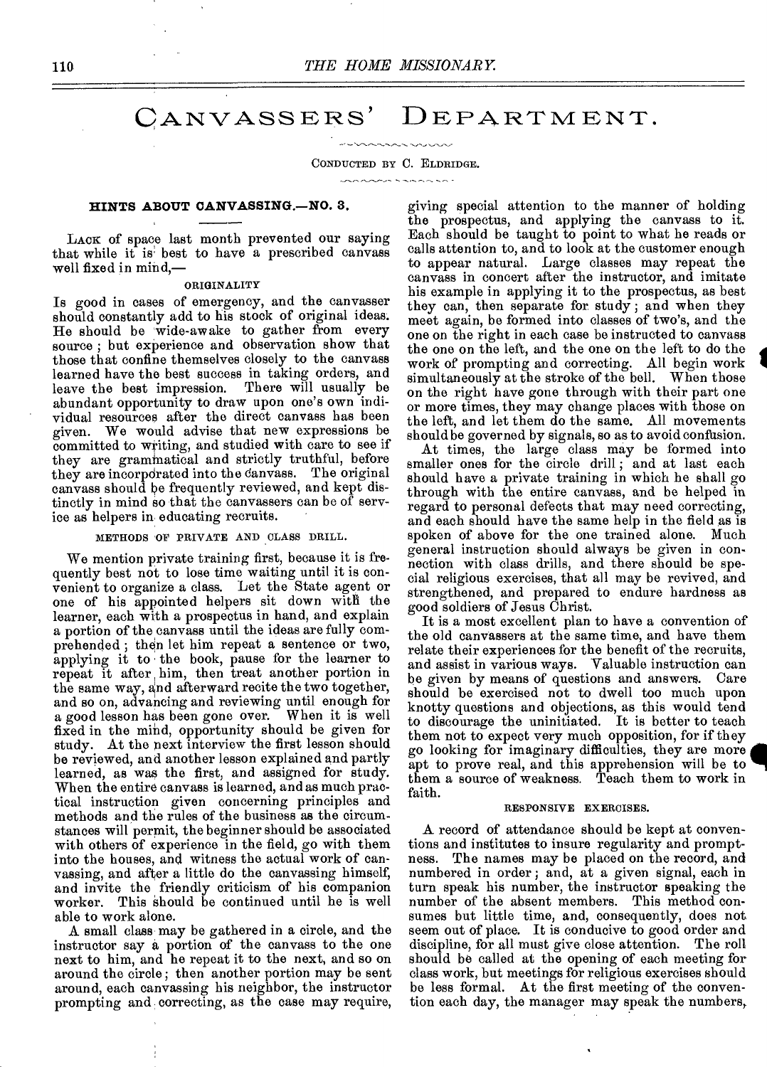# CANVASSERS' DEPARTMENT.

CONDUCTED BY C. ELDRIDGE.

## HINTS ABOUT CANVASSING.—NO. 3.

LACK of space last month prevented our saying that while it is best to have a prescribed canvass well fixed in mind,—

### ORIGINALITY

Is good in cases of emergency, and the canvasser should constantly add to his stock of original ideas. He should be wide-awake to gather from every source; but experience and observation show that those that confine themselves closely to the canvass learned have the best success in taking orders, and leave the best impression. There will usually be abundant opportunity to draw upon one's own individual resources after the direct canvass has been given. We would advise that new expressions be committed to writing, and studied with care to see if they are grammatical and strictly truthful, before they are incorporated into the canvass. The original canvass should be frequently reviewed, and kept distinctly in mind so that the canvassers can be of service as helpers in educating recruits.

### METHODS OF PRIVATE AND CLASS DRILL.

We mention private training first, because it is frequently best not to lose time waiting until it is convenient to organize a class. Let the State agent or one of his appointed helpers sit down with the learner, each with a prospectus in hand, and explain a portion of the canvass until the ideas are fully comprehended; then let him repeat a sentence or two, applying it to the book, pause for the learner to repeat it after him, then treat another portion in the same way, and afterward recite the two together, and so on, advancing and reviewing until enough for a good lesson has been gone over. When it is well fixed in the mind, opportunity should be given for study. At the next interview the first lesson should be reviewed, and another lesson explained and partly learned, as was the first, and assigned for study. When the entire canvass is learned, and as much practical instruction given concerning principles and methods and the rules of the business as the circumstances will permit, the beginner should be associated with others of experience in the field, go with them into the houses, and witness the actual work of canvassing, and after a little do the canvassing himself, and invite the friendly criticism of his companion worker. This should be continued until he is well able to work alone.

A small class may be gathered in a circle, and the instructor say a portion of the canvass to the one next to him, and he repeat it to the next, and so on around the circle; then another portion may be sent around, each canvassing his neighbor, the instructor prompting and correcting, as the case may require, giving special attention to the manner of holding the prospectus, and applying the canvass to it. Each should be taught to point to what he reads or calls attention to, and to look at the customer enough to appear natural. Large classes may repeat the canvass in concert after the instructor, and imitate his example in applying it to the prospectus, as best they can, then separate for study; and when they meet again, be formed into classes of two's, and the one on the right in each case be instructed to canvass the one on the left, and the one on the left to do the work of prompting and correcting. All begin work simultaneously at the stroke of the bell. When those on the right have gone through with their part one or more times, they may change places with those on the left, and let them do the same. All movements should be governed by signals, so as to avoid confusion.

At times, the large class may be formed into smaller ones for the circle drill; and at last each should have a private training in which he shall go through with the entire canvass, and be helped in regard to personal defects that may need correcting, and each should have the same help in the field as is spoken of above for the one trained alone. Much general instruction should always be given in connection with class drills, and there should be special religious exercises, that all may be revived, and strengthened, and prepared to endure hardness as good soldiers of Jesus Christ.

It is a most excellent plan to have a convention of the old canvassers at the same time, and have them relate their experiences for the benefit of the recruits, and assist in various ways. Valuable instruction can be given by means of questions and answers. Care should be exercised not to dwell too much upon knotty questions and objections, as this would tend to discourage the uninitiated. It is better to teach them not to expect very much opposition, for if they go looking for imaginary difficulties, they are more apt to prove real, and this apprehension will be to them a source of weakness. Teach them to work in faith.

### RESPONSIVE EXERCISES.

A record of attendance should be kept at conventions and institutes to insure regularity and promptness. The names may be placed on the record, and numbered in order; and, at a given signal, each in turn speak his number, the instructor speaking the number of the absent members. This method consumes but little time, and, consequently, does not seem out of place. It is conducive to good order and discipline, for all must give close attention. The roll should be called at the opening of each meeting for class work, but meetings for religious exercises should be less formal. At the first meeting of the convention each day, the manager may speak the numbers,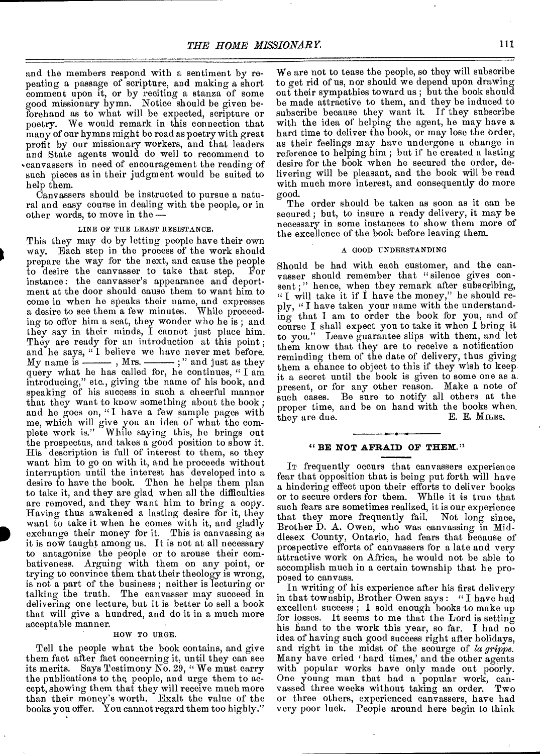and the members respond with a sentiment by repeating a passage of scripture, and making a short comment upon it, or by reciting a stanza of some good missionary hymn. Notice should be given beforehand as to what will be expected, scripture or poetry. We would remark in this connection that many of our hymns might be read as poetry with great profit by our missionary workers, and that leaders and State agents would do well to recommend to canvassers in need of encouragement the reading of such pieces as in their judgment would be suited to help them.

Canvassers should be instructed to pursue a natural and easy course in dealing with the people, or in other words, to move in the —

#### LINE OF THE LEAST RESISTANCE.

This they may do by letting people have their own way. Each step in the process of the work should prepare the way for the next, and cause the people to desire the canvasser to take that step. For instance: the canvasser's appearance and deportment at the door should cause them to want him to come in when he speaks their name, and expresses a desire to see them a few minutes. While proceeding to offer him a seat, they wonder who he is; and they say in their minds, I cannot just place him. They are ready for an introduction at this point; and he says, "I believe we have never met before. My name is ——— , Mrs. ——— ;" and just as they query what he has called for, he continues, "I am introducing," etc., giving the name of his book, and speaking of his success in such a cheerful manner that they want to know something about the book; and he goes on, "I have a few sample pages with me, which will give you an idea of what the complete work is." While saying this, he brings out the prospectus, and takes a good position to show it. His description is full of interest to them, so they want him to go on with it, and he proceeds without interruption until the interest has developed into a desire to have the book. Then he helps them plan to take it, and they are glad when all the difficulties are removed, and they want him to bring a copy. Having thus awakened a lasting desire for it, they want to take it when he comes with it, and gladly exchange their money for it. This is canvassing as it is now taught among us. It is not at all necessary to antagonize the people or to arouse their combativeness. Arguing with them on any point, or trying to convince them that their theology is wrong, is not a part of the business; neither is lecturing or talking the truth. The canvasser may succeed in delivering one lecture, but it is better to sell a book that will give a hundred, and do it in a much more acceptable manner.

#### HOW TO URGE.

Tell the people what the book contains, and give them fact after fact concerning it, until they can see its merits. Says Testimony No. 29, "We must carry the publications to the people, and urge them to accept, showing them that they will receive much more than their money's worth. Exalt the value of the books you offer. You cannot regard them too highly." We are not to tease the people, so they will subscribe to get rid of us, nor should we depend upon drawing out their sympathies toward us; but the book should be made attractive to them, and they be induced to subscribe because they want it. If they subscribe with the idea of helping the agent, he may have a hard time to deliver the book, or may lose the order, as their feelings may have undergone a change in reference to helping him; but if he created a lasting desire for the book when he secured the order, delivering will be pleasant, and the book will be read with much more interest, and consequently do more good.

The order should be taken as soon as it can be secured; but, to insure a ready delivery, it may be necessary in some instances to show them more of the excellence of the book before leaving them.

#### A GOOD UNDERSTANDING

Should be had with each customer, and the canvasser should remember that "silence gives consent;" hence, when they remark after subscribing, "I will take it if I have the money," he should reply, "I have taken your name with the understanding that I am to order the book for you, and of course I shall expect you to take it when I bring it to you." Leave guarantee slips with them, and let them know that they are to receive a notification reminding them of the date of delivery, thus giving them a chance to object to this if they wish to keep it a secret until the book is given to some one as a present, or for any other reason. Make a note of such cases. Be sure to notify all others at the proper time, and be on hand with the books when they are due.

E. E. MILES.

---

## "BE NOT AFRAID OF THEM."

It frequently occurs that canvassers experience fear that opposition that is being put forth will have a hindering effect upon their efforts to deliver books or to secure orders for them. While it is true that such fears are sometimes realized, it is our experience that they more frequently fail. Not long since, Brother D. A. Owen, who was canvassing in Middlesex County, Ontario, had fears that because of prospective efforts of canvassers for a late and very attractive work on Africa, he would not be able to accomplish much in a certain township that he proposed to canvass.

In writing of his experience after his first delivery in that township, Brother Owen says: "I have had excellent success; I sold enough books to make up for losses. It seems to me that the Lord is setting his hand to the work this year, so far. I had no idea of having such good success right after holidays, and right in the midst of the scourge of *la grippe*. Many have cried 'hard times,' and the other agents with popular works have only made out poorly. One young man that had a popular work, canvassed three weeks without taking an order. Two or three others, experienced canvassers, have had very poor luck. People around here begin to think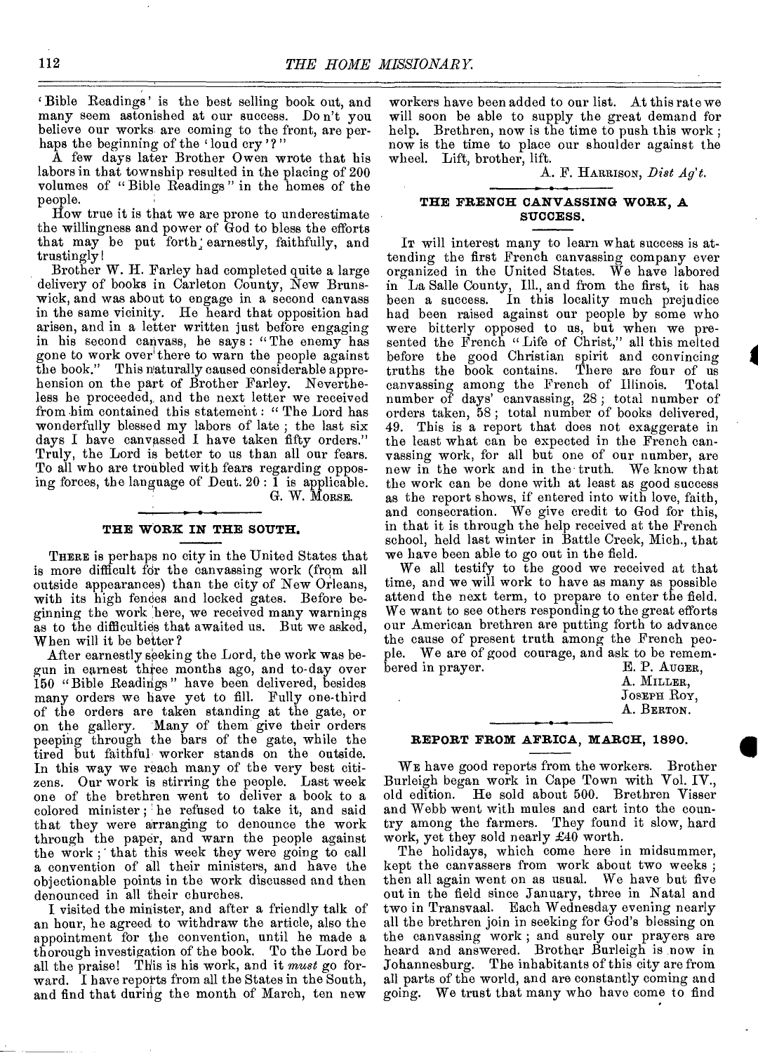'Bible Readings' is the best selling book out, and many seem astonished at our success. Don't you believe our works are coming to the front, are perhaps the beginning of the 'loud cry'?"

A few days later Brother Owen wrote that his labors in that township resulted in the placing of 200 volumes of "Bible Readings" in the homes of the people.

How true it is that we are prone to underestimate the willingness and power of God to bless the efforts that may be put forth earnestly, faithfully, and trustingly!

Brother W. H. Farley had completed quite a large delivery of books in Carleton County, New Brunswick, and was about to engage in a second canvass in the same vicinity. He heard that opposition had arisen, and in a letter written just before engaging in his second canvass, he says: "The enemy has gone to work over there to warn the people against the book." This naturally caused considerable apprehension on the part of Brother Farley. Nevertheless he proceeded, and the next letter we received from him contained this statement: "The Lord has wonderfully blessed my labors of late; the last six days I have canvassed I have taken fifty orders." Truly, the Lord is better to us than all our fears. To all who are troubled with fears regarding opposing forces, the language of Deut. 20:1 is applicable.

G. W. MORSE.

## THE WORK IN THE SOUTH.

THERE is perhaps no city in the United States that is more difficult for the canvassing work (from all outside appearances) than the city of New Orleans, with its high fences and locked gates. Before beginning the work here, we received many warnings as to the difficulties that awaited us. But we asked, When will it be better?

After earnestly seeking the Lord, the work was begun in earnest three months ago, and to-day over 150 "Bible Readings" have been delivered, besides many orders we have yet to fill. Fully one-third of the orders are taken standing at the gate, or on the gallery. Many of them give their orders peeping through the bars of the gate, while the tired but faithful worker stands on the outside. In this way we reach many of the very best citizens. Our work is stirring the people. Last week one of the brethren went to deliver a book to a colored minister; he refused to take it, and said that they were arranging to denounce the work through the paper, and warn the people against the work; that this week they were going to call a convention of all their ministers, and have the objectionable points in the work discussed and then denounced in all their churches.

I visited the minister, and after a friendly talk of an hour, he agreed to withdraw the article, also the appointment for the convention, until he made a thorough investigation of the book. To the Lord be all the praise! This is his work, and it *must* go forward. I have reports from all the States in the South, and find that during the month of March, ten new workers have been added to our list. At this rate we will soon be able to supply the great demand for help. Brethren, now is the time to push this work; now is the time to place our shoulder against the wheel. Lift, brother, lift.

A. F. HARRISON, *Dist Ag't.*

## THE FRENCH CANVASSING WORK, A SUCCESS.

IT will interest many to learn what success is attending the first French canvassing company ever organized in the United States. We have labored in La Salle County, Ill., and from the first, it has been a success. In this locality much prejudice had been raised against our people by some who were bitterly opposed to us, but when we presented the French "Life of Christ," all this melted before the good Christian spirit and convincing truths the book contains. There are four of us canvassing among the French of Illinois. Total number of days' canvassing, 28; total number of orders taken, 58; total number of books delivered, 49. This is a report that does not exaggerate in the least what can be expected in the French canvassing work, for all but one of our number, are new in the work and in the truth. We know that the work can be done with at least as good success as the report shows, if entered into with love, faith, and consecration. We give credit to God for this, in that it is through the help received at the French school, held last winter in Battle Creek, Mich., that we have been able to go out in the field.

We all testify to the good we received at that time, and we will work to have as many as possible attend the next term, to prepare to enter the field. We want to see others responding to the great efforts our American brethren are putting forth to advance the cause of present truth among the French people. We are of good courage, and ask to be remembered in prayer.

E. P. AUGER,
A. MILLER,
JOSEPH ROY,
A. BERTON.

## REPORT FROM AFRICA, MARCH, 1890.

WE have good reports from the workers. Brother Burleigh began work in Cape Town with Vol. IV., old edition. He sold about 500. Brethren Visser and Webb went with mules and cart into the country among the farmers. They found it slow, hard work, yet they sold nearly £40 worth.

The holidays, which come here in midsummer, kept the canvassers from work about two weeks; then all again went on as usual. We have but five out in the field since January, three in Natal and two in Transvaal. Each Wednesday evening nearly all the brethren join in seeking for God's blessing on the canvassing work; and surely our prayers are heard and answered. Brother Burleigh is now in Johannesburg. The inhabitants of this city are from all parts of the world, and are constantly coming and going. We trust that many who have come to find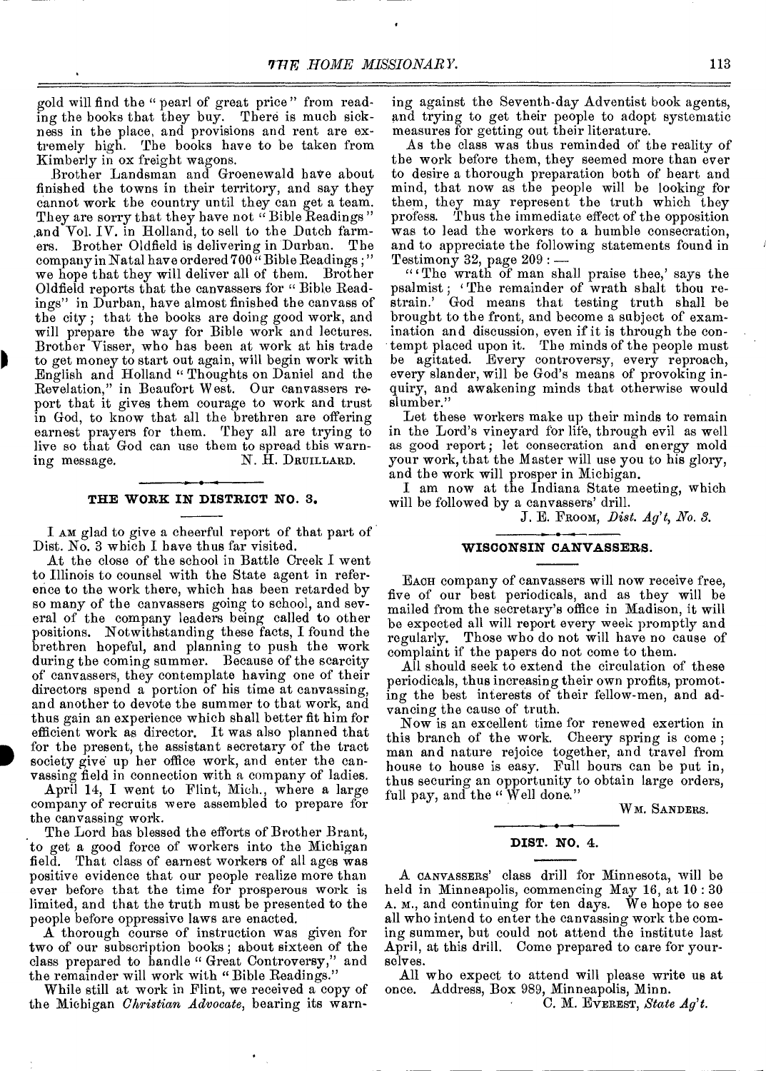gold will find the "pearl of great price" from reading the books that they buy. There is much sickness in the place, and provisions and rent are extremely high. The books have to be taken from Kimberly in ox freight wagons.

Brother Landsman and Groenewald have about finished the towns in their territory, and say they cannot work the country until they can get a team. They are sorry that they have not "Bible Readings" and Vol. IV. in Holland, to sell to the Dutch farmers. Brother Oldfield is delivering in Durban. The company in Natal have ordered 700 "Bible Readings;" we hope that they will deliver all of them. Brother Oldfield reports that the canvassers for "Bible Readings" in Durban, have almost finished the canvass of the city; that the books are doing good work, and will prepare the way for Bible work and lectures. Brother Visser, who has been at work at his trade to get money to start out again, will begin work with English and Holland "Thoughts on Daniel and the Revelation," in Beaufort West. Our canvassers report that it gives them courage to work and trust in God, to know that all the brethren are offering earnest prayers for them. They all are trying to live so that God can use them to spread this warning message.

N. H. DRUILLARD.

## THE WORK IN DISTRICT NO. 3.

I AM glad to give a cheerful report of that part of Dist. No. 3 which I have thus far visited.

At the close of the school in Battle Creek I went to Illinois to counsel with the State agent in reference to the work there, which has been retarded by so many of the canvassers going to school, and several of the company leaders being called to other positions. Notwithstanding these facts, I found the brethren hopeful, and planning to push the work during the coming summer. Because of the scarcity of canvassers, they contemplate having one of their directors spend a portion of his time at canvassing, and another to devote the summer to that work, and thus gain an experience which shall better fit him for efficient work as director. It was also planned that for the present, the assistant secretary of the tract society give up her office work, and enter the canvassing field in connection with a company of ladies.

April 14, I went to Flint, Mich., where a large company of recruits were assembled to prepare for the canvassing work.

The Lord has blessed the efforts of Brother Brant, to get a good force of workers into the Michigan field. That class of earnest workers of all ages was positive evidence that our people realize more than ever before that the time for prosperous work is limited, and that the truth must be presented to the people before oppressive laws are enacted.

A thorough course of instruction was given for two of our subscription books; about sixteen of the class prepared to handle "Great Controversy," and the remainder will work with "Bible Readings."

While still at work in Flint, we received a copy of the Michigan *Christian Advocate*, bearing its warning against the Seventh-day Adventist book agents, and trying to get their people to adopt systematic measures for getting out their literature.

As the class was thus reminded of the reality of the work before them, they seemed more than ever to desire a thorough preparation both of heart and mind, that now as the people will be looking for them, they may represent the truth which they profess. Thus the immediate effect of the opposition was to lead the workers to a humble consecration, and to appreciate the following statements found in Testimony 32, page 209: —

"'The wrath of man shall praise thee,' says the psalmist; 'The remainder of wrath shalt thou restrain.' God means that testing truth shall be brought to the front, and become a subject of examination and discussion, even if it is through the contempt placed upon it. The minds of the people must be agitated. Every controversy, every reproach, every slander, will be God's means of provoking inquiry, and awakening minds that otherwise would slumber."

Let these workers make up their minds to remain in the Lord's vineyard for life, through evil as well as good report; let consecration and energy mold your work, that the Master will use you to his glory, and the work will prosper in Michigan.

I am now at the Indiana State meeting, which will be followed by a canvassers' drill.

J. E. FROOM, *Dist. Ag't, No. 3.*

## WISCONSIN CANVASSERS.

EACH company of canvassers will now receive free, five of our best periodicals, and as they will be mailed from the secretary's office in Madison, it will be expected all will report every week promptly and regularly. Those who do not will have no cause of complaint if the papers do not come to them.

All should seek to extend the circulation of these periodicals, thus increasing their own profits, promoting the best interests of their fellow-men, and advancing the cause of truth.

Now is an excellent time for renewed exertion in this branch of the work. Cheery spring is come; man and nature rejoice together, and travel from house to house is easy. Full hours can be put in, thus securing an opportunity to obtain large orders, full pay, and the "Well done."

WM. SANDERS.

## DIST. NO. 4.

A CANVASSERS' class drill for Minnesota, will be held in Minneapolis, commencing May 16, at 10:30 A. M., and continuing for ten days. We hope to see all who intend to enter the canvassing work the coming summer, but could not attend the institute last April, at this drill. Come prepared to care for yourselves.

All who expect to attend will please write us at once. Address, Box 989, Minneapolis, Minn.

C. M. EVEREST, *State Ag't.*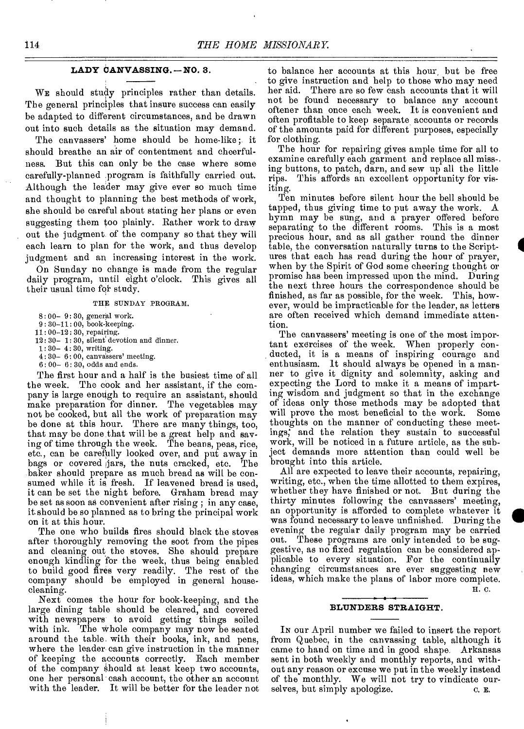## LADY CANVASSING.—NO. 3.

We should study principles rather than details. The general principles that insure success can easily be adapted to different circumstances, and be drawn out into such details as the situation may demand.

The canvassers' home should be home-like; it should breathe an air of contentment and cheerfulness. But this can only be the case where some carefully-planned program is faithfully carried out. Although the leader may give ever so much time and thought to planning the best methods of work, she should be careful about stating her plans or even suggesting them too plainly. Rather work to draw out the judgment of the company so that they will each learn to plan for the work, and thus develop judgment and an increasing interest in the work.

On Sunday no change is made from the regular daily program, until eight o'clock. This gives all their usual time for study.

### THE SUNDAY PROGRAM.

- 8:00– 9:30, general work.
- 9:30–11:00, book-keeping.
- 11:00–12:30, repairing.
- 12:30– 1:30, silent devotion and dinner.
- 1:30– 4:30, writing.
- 4:30– 6:00, canvassers' meeting.
- 6:00– 6:30, odds and ends.

The first hour and a half is the busiest time of all the week. The cook and her assistant, if the company is large enough to require an assistant, should make preparation for dinner. The vegetables may not be cooked, but all the work of preparation may be done at this hour. There are many things, too, that may be done that will be a great help and saving of time through the week. The beans, peas, rice, etc., can be carefully looked over, and put away in bags or covered jars, the nuts cracked, etc. The baker should prepare as much bread as will be consumed while it is fresh. If leavened bread is used, it can be set the night before. Graham bread may be set as soon as convenient after rising; in any case, it should be so planned as to bring the principal work on it at this hour.

The one who builds fires should black the stoves after thoroughly removing the soot from the pipes and cleaning out the stoves. She should prepare enough kindling for the week, thus being enabled to build good fires very readily. The rest of the company should be employed in general house-cleaning.

Next comes the hour for book-keeping, and the large dining table should be cleared, and covered with newspapers to avoid getting things soiled with ink. The whole company may now be seated around the table with their books, ink, and pens, where the leader can give instruction in the manner of keeping the accounts correctly. Each member of the company should at least keep two accounts, one her personal cash account, the other an account with the leader. It will be better for the leader not to balance her accounts at this hour, but be free to give instruction and help to those who may need her aid. There are so few cash accounts that it will not be found necessary to balance any account oftener than once each week. It is convenient and often profitable to keep separate accounts or records of the amounts paid for different purposes, especially for clothing.

The hour for repairing gives ample time for all to examine carefully each garment and replace all missing buttons, to patch, darn, and sew up all the little rips. This affords an excellent opportunity for visiting.

Ten minutes before silent hour the bell should be tapped, thus giving time to put away the work. A hymn may be sung, and a prayer offered before separating to the different rooms. This is a most precious hour, and as all gather round the dinner table, the conversation naturally turns to the Scriptures that each has read during the hour of prayer, when by the Spirit of God some cheering thought or promise has been impressed upon the mind. During the next three hours the correspondence should be finished, as far as possible, for the week. This, however, would be impracticable for the leader, as letters are often received which demand immediate attention.

The canvassers' meeting is one of the most important exercises of the week. When properly conducted, it is a means of inspiring courage and enthusiasm. It should always be opened in a manner to give it dignity and solemnity, asking and expecting the Lord to make it a means of imparting wisdom and judgment so that in the exchange of ideas only those methods may be adopted that will prove the most beneficial to the work. Some thoughts on the manner of conducting these meetings; and the relation they sustain to successful work, will be noticed in a future article, as the subject demands more attention than could well be brought into this article.

All are expected to leave their accounts, repairing, writing, etc., when the time allotted to them expires, whether they have finished or not. But during the thirty minutes following the canvassers' meeting, an opportunity is afforded to complete whatever it was found necessary to leave unfinished. During the evening the regular daily program may be carried out. These programs are only intended to be suggestive, as no fixed regulation can be considered applicable to every situation. For the continually changing circumstances are ever suggesting new ideas, which make the plans of labor more complete.

H. C.

## BLUNDERS STRAIGHT.

In our April number we failed to insert the report from Quebec, in the canvassing table, although it came to hand on time and in good shape. Arkansas sent in both weekly and monthly reports, and without any reason or excuse we put in the weekly instead of the monthly. We will not try to vindicate ourselves, but simply apologize.

C. E.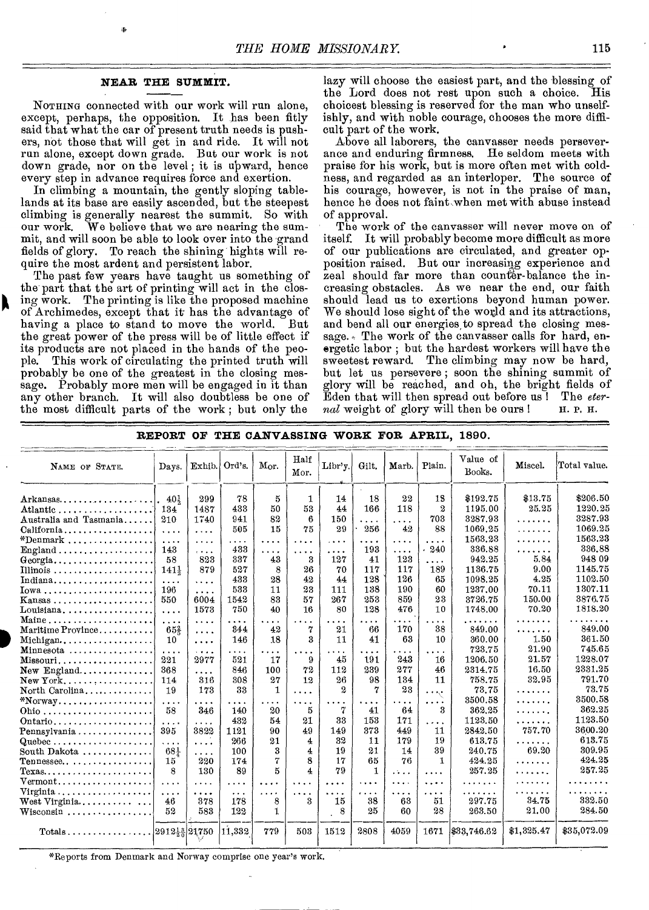## NEAR THE SUMMIT.

NOTHING connected with our work will run alone, except, perhaps, the opposition. It has been fitly said that what the car of present truth needs is pushers, not those that will get in and ride. It will not run alone, except down grade. But our work is not down grade, nor on the level; it is upward, hence every step in advance requires force and exertion.

In climbing a mountain, the gently sloping tablelands at its base are easily ascended, but the steepest climbing is generally nearest the summit. So with our work. We believe that we are nearing the summit, and will soon be able to look over into the grand fields of glory. To reach the shining hights will require the most ardent and persistent labor.

The past few years have taught us something of the part that the art of printing will act in the closing work. The printing is like the proposed machine of Archimedes, except that it has the advantage of having a place to stand to move the world. But the great power of the press will be of little effect if its products are not placed in the hands of the people. This work of circulating the printed truth will probably be one of the greatest in the closing message. Probably more men will be engaged in it than any other branch. It will also doubtless be one of the most difficult parts of the work; but only the lazy will choose the easiest part, and the blessing of the Lord does not rest upon such a choice. His choicest blessing is reserved for the man who unselfishly, and with noble courage, chooses the more difficult part of the work.

Above all laborers, the canvasser needs perseverance and enduring firmness. He seldom meets with praise for his work, but is more often met with coldness, and regarded as an interloper. The source of his courage, however, is not in the praise of man, hence he does not faint when met with abuse instead of approval.

The work of the canvasser will never move on of itself. It will probably become more difficult as more of our publications are circulated, and greater opposition raised. But our increasing experience and zeal should far more than counter-balance the increasing obstacles. As we near the end, our faith should lead us to exertions beyond human power. We should lose sight of the world and its attractions, and bend all our energies to spread the closing message. The work of the canvasser calls for hard, energetic labor; but the hardest workers will have the sweetest reward. The climbing may now be hard, but let us persevere; soon the shining summit of glory will be reached, and oh, the bright fields of Eden that will then spread out before us! The *eternal* weight of glory will then be ours! H. P. H.

## REPORT OF THE CANVASSING WORK FOR APRIL, 1890.

| NAME OF STATE. | Days. | Exhib. | Ord's. | Mor. | Half Mor. | Libr'y. | Gilt. | Marb. | Plain. | Value of Books. | Miscel. | Total value. |
|---|---|---|---|---|---|---|---|---|---|---|---|---|
| Arkansas | 40½ | 299 | 78 | 5 | 1 | 14 | 18 | 22 | 18 | $192.75 | $13.75 | $206.50 |
| Atlantic | 134 | 1487 | 433 | 50 | 53 | 44 | 166 | 118 | 2 | 1195.00 | 25.25 | 1220.25 |
| Australia and Tasmania | 210 | 1740 | 941 | 82 | 6 | 150 | .... | .... | 703 | 3287.93 | ....... | 3287.93 |
| California | .... | .... | 505 | 15 | 75 | 29 | 256 | 42 | 88 | 1069.25 | ....... | 1069.25 |
| *Denmark | .... | .... | .... | .... | .... | .... | .... | .... | .... | 1563.23 | ....... | 1563.23 |
| England | 143 | .... | 433 | .... | .... | .... | 193 | .... | 240 | 336.88 | ....... | 336.88 |
| Georgia | 58 | 823 | 337 | 43 | 3 | 127 | 41 | 123 | .... | 942.25 | 5.84 | 948 09 |
| Illinois | 141½ | 879 | 527 | 8 | 26 | 70 | 117 | 117 | 189 | 1136.75 | 9.00 | 1145.75 |
| Indiana | .... | .... | 433 | 28 | 42 | 44 | 128 | 126 | 65 | 1098.25 | 4.25 | 1102.50 |
| Iowa | 196 | .... | 533 | 11 | 23 | 111 | 138 | 190 | 60 | 1237.00 | 70.11 | 1307.11 |
| Kansas | 550 | 6004 | 1542 | 83 | 57 | 267 | 253 | 859 | 23 | 3726.75 | 150.00 | 3876.75 |
| Louisiana | .... | 1573 | 750 | 40 | 16 | 80 | 128 | 476 | 10 | 1748.00 | 70.20 | 1818.20 |
| Maine | .... | .... | .... | .... | .... | .... | .... | .... | .... | ....... | ....... | ....... |
| Maritime Province | 65⅔ | .... | 344 | 42 | 7 | 21 | 66 | 170 | 38 | 849.00 | ....... | 849.00 |
| Michigan | 10 | .... | 146 | 18 | 3 | 11 | 41 | 63 | 10 | 360.00 | 1.50 | 361.50 |
| Minnesota | .... | .... | .... | .... | .... | .... | .... | .... | .... | 723.75 | 21.90 | 745.65 |
| Missouri | 221 | 2977 | 521 | 17 | 9 | 45 | 191 | 243 | 16 | 1206.50 | 21.57 | 1228.07 |
| New England | 368 | .... | 846 | 100 | 72 | 112 | 239 | 277 | 46 | 2314.75 | 16.50 | 2331.25 |
| New York | 114 | 316 | 308 | 27 | 12 | 26 | 98 | 134 | 11 | 758.75 | 32.95 | 791.70 |
| North Carolina | 19 | 173 | 33 | 1 | .... | 2 | 7 | 23 | .... | 73.75 | ....... | 73.75 |
| *Norway | .... | .... | .... | .... | .... | .... | .... | .... | .... | 3500.58 | ....... | 3500.58 |
| Ohio | 58 | 346 | 140 | 20 | 5 | 7 | 41 | 64 | 3 | 362.25 | ....... | 362.25 |
| Ontario | .... | .... | 432 | 54 | 21 | 33 | 153 | 171 | .... | 1123.50 | ....... | 1123.50 |
| Pennsylvania | 395 | 3822 | 1121 | 90 | 49 | 149 | 373 | 449 | 11 | 2842.50 | 757.70 | 3600.20 |
| Quebec | .... | .... | 266 | 21 | 4 | 32 | 11 | 179 | 19 | 613.75 | ....... | 613.75 |
| South Dakota | 68¼ | .... | 100 | 3 | 4 | 19 | 21 | 14 | 39 | 240.75 | 69.20 | 309.95 |
| Tennessee | 15 | 220 | 174 | 7 | 8 | 17 | 65 | 76 | 1 | 424.25 | ....... | 424.25 |
| Texas | 8 | 130 | 89 | 5 | 4 | 79 | 1 | .... | .... | 257.25 | ....... | 257.25 |
| Vermont | .... | .... | .... | .... | .... | .... | .... | .... | .... | ....... | ....... | ....... |
| Virginia | .... | .... | .... | .... | .... | .... | .... | .... | .... | ....... | ....... | ....... |
| West Virginia | 46 | 378 | 178 | 8 | 3 | 15 | 38 | 63 | 51 | 297.75 | 34.75 | 332.50 |
| Wisconsin | 52 | 583 | 122 | 1 | | 8 | 25 | 60 | 28 | 263.50 | 21.00 | 284.50 |
| Totals | 2912⅓⅓ | 21750 | 11,332 | 779 | 503 | 1512 | 2808 | 4059 | 1671 | $33,746.62 | $1,325.47 | $35,072.09 |

*Reports from Denmark and Norway comprise one year's work.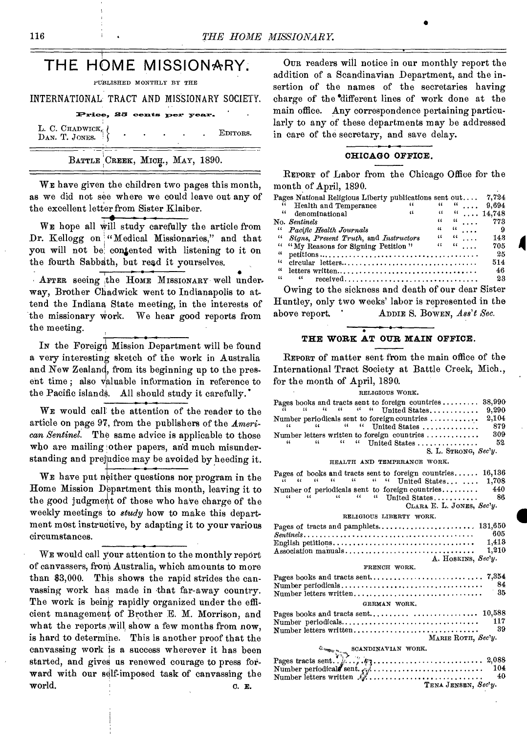# THE HOME MISSIONARY.

PUBLISHED MONTHLY BY THE

INTERNATIONAL TRACT AND MISSIONARY SOCIETY.

**Price, 25 cents per year.**

L. C. CHADWICK, DAN. T. JONES. . . . . . . EDITORS.

BATTLE CREEK, MICH., MAY, 1890.

WE have given the children two pages this month, as we did not see where we could leave out any of the excellent letter from Sister Klaiber.

WE hope all will study carefully the article from Dr. Kellogg on "Medical Missionaries," and that you will not be contented with listening to it on the fourth Sabbath, but read it yourselves.

AFTER seeing the HOME MISSIONARY well underway, Brother Chadwick went to Indianapolis to attend the Indiana State meeting, in the interests of the missionary work. We hear good reports from the meeting.

IN the Foreign Mission Department will be found a very interesting sketch of the work in Australia and New Zealand, from its beginning up to the present time; also valuable information in reference to the Pacific islands. All should study it carefully.

WE would call the attention of the reader to the article on page 97, from the publishers of the *American Sentinel*. The same advice is applicable to those who are mailing other papers, and much misunderstanding and prejudice may be avoided by heeding it.

WE have put neither questions nor program in the Home Mission Department this month, leaving it to the good judgment of those who have charge of the weekly meetings to *study* how to make this department most instructive, by adapting it to your various circumstances.

WE would call your attention to the monthly report of canvassers, from Australia, which amounts to more than $3,000. This shows the rapid strides the canvassing work has made in that far-away country. The work is being rapidly organized under the efficient management of Brother E. M. Morrison, and what the reports will show a few months from now, is hard to determine. This is another proof that the canvassing work is a success wherever it has been started, and gives us renewed courage to press forward with our self-imposed task of canvassing the world.

C. E.

OUR readers will notice in our monthly report the addition of a Scandinavian Department, and the insertion of the names of the secretaries having charge of the different lines of work done at the main office. Any correspondence pertaining particularly to any of these departments may be addressed in care of the secretary, and save delay.

## CHICAGO OFFICE.

REPORT of Labor from the Chicago Office for the month of April, 1890.

| | |
|---|---|
| Pages National Religious Liberty publications sent out.... | 7,724 |
| " Health and Temperance " " " .... | 9,694 |
| " denominational " " " .... | 14,748 |
| No. *Sentinels* " " .... | 773 |
| " *Pacific Health Journals* " " .... | 9 |
| " *Signs, Present Truth*, and *Instructors* " " .... | 143 |
| " "My Reasons for Signing Petition" " " .... | 705 |
| " petitions | 25 |
| " circular letters | 514 |
| " letters written | 46 |
| " " received | 23 |

Owing to the sickness and death of our dear Sister Huntley, only two weeks' labor is represented in the above report.

ADDIE S. BOWEN, *Ass't Sec.*

## THE WORK AT OUR MAIN OFFICE.

REPORT of matter sent from the main office of the International Tract Society at Battle Creek, Mich., for the month of April, 1890.

RELIGIOUS WORK.

| | |
|---|---|
| Pages books and tracts sent to foreign countries | 38,990 |
| " " " " " " United States | 9,290 |
| Number periodicals sent to foreign countries | 2,104 |
| " " " " United States | 879 |
| Number letters written to foreign countries | 309 |
| " " " " United States | 52 |

S. L. STRONG, *Sec'y.*

HEALTH AND TEMPERANCE WORK.

| | |
|---|---|
| Pages of books and tracts sent to foreign countries | 16,136 |
| " " " " " " United States | 1,708 |
| Number of periodicals sent to foreign countries | 440 |
| " " " " " United States | 86 |

CLARA E. L. JONES, *Sec'y.*

RELIGIOUS LIBERTY WORK.

| | |
|---|---|
| Pages of tracts and pamphlets | 131,650 |
| *Sentinels* | 605 |
| English petitions | 1,413 |
| Association manuals | 1,210 |

A. HOSKINS, *Sec'y.*

FRENCH WORK.

| | |
|---|---|
| Pages books and tracts sent | 7,354 |
| Number periodicals | 84 |
| Number letters written | 35 |

GERMAN WORK.

| | |
|---|---|
| Pages books and tracts sent | 10,588 |
| Number periodicals | 117 |
| Number letters written | 39 |

MARIE ROTH, *Sec'y.*

SCANDINAVIAN WORK.

| | |
|---|---|
| Pages tracts sent | 2,088 |
| Number periodicals sent | 104 |
| Number letters written | 40 |

TENA JENSEN, *Sec'y.*